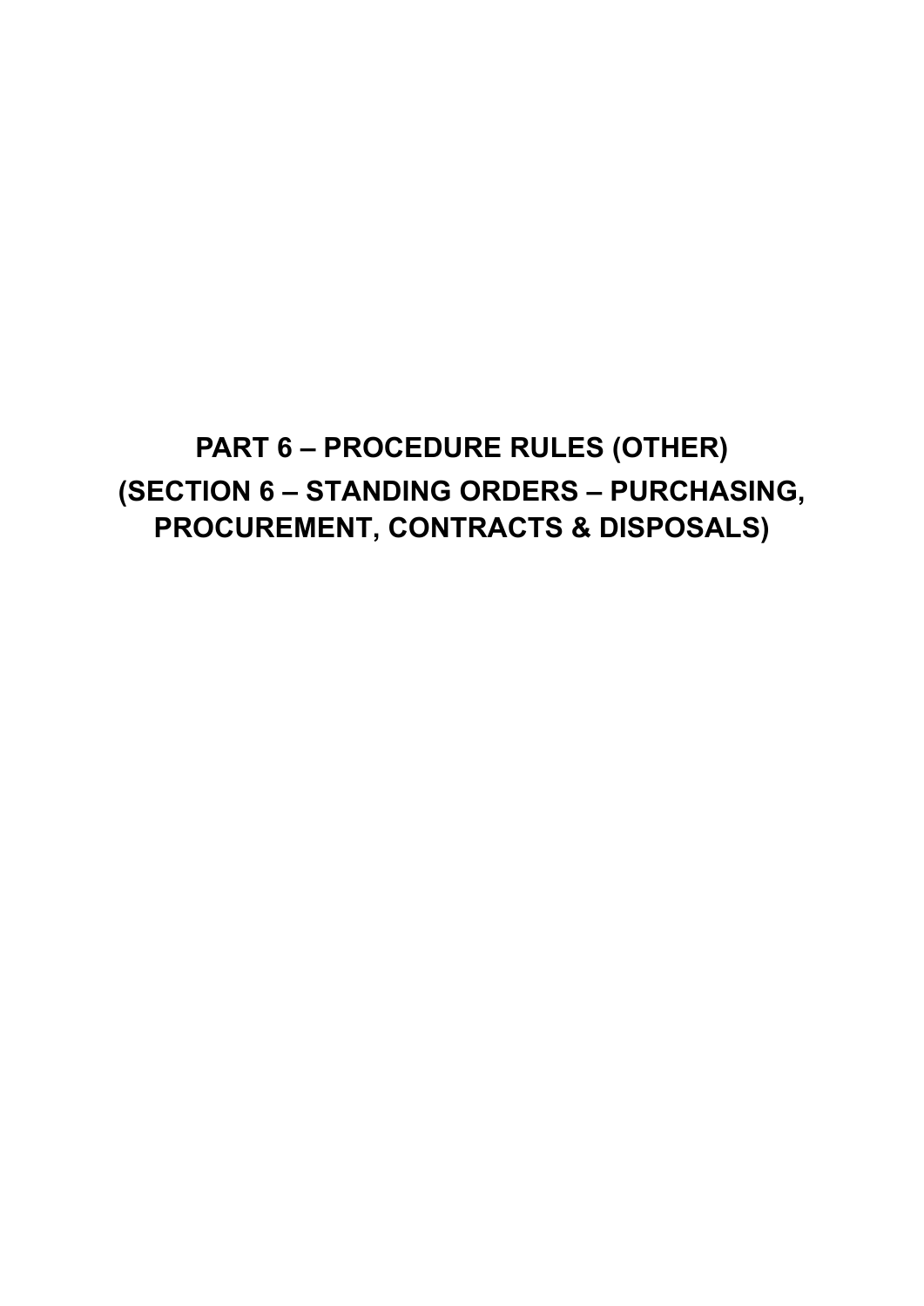# PART 6 – PROCEDURE RULES (OTHER)
# (SECTION 6 – STANDING ORDERS – PURCHASING, PROCUREMENT, CONTRACTS & DISPOSALS)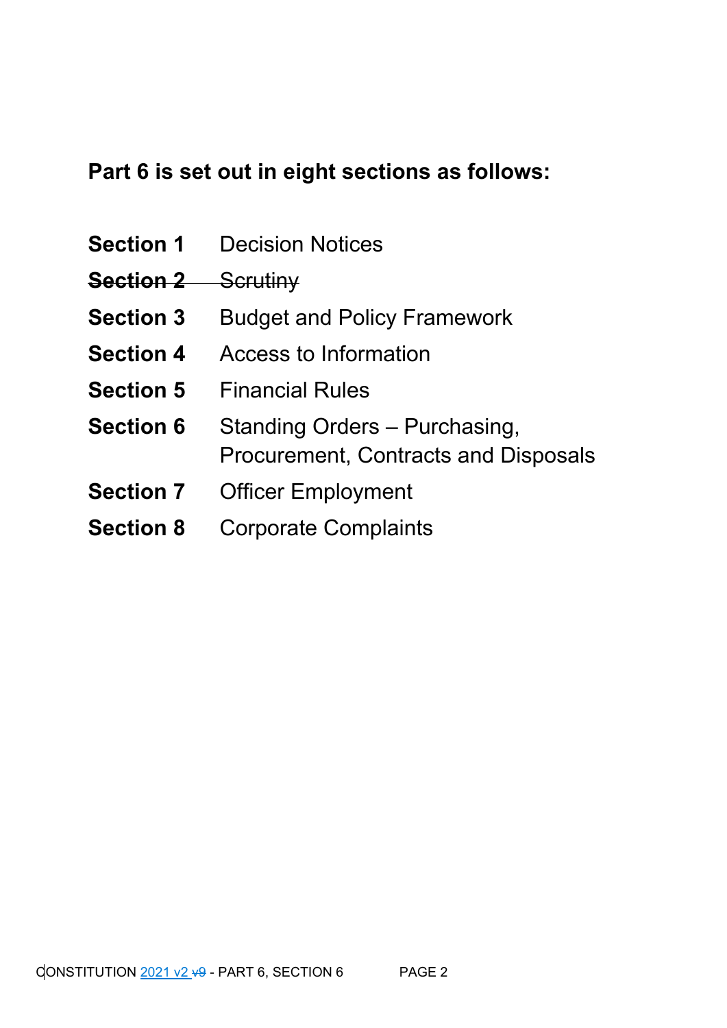**Part 6 is set out in eight sections as follows:**

| | |
|---|---|
| **Section 1** | Decision Notices |
| ~~**Section 2**~~ | ~~Scrutiny~~ |
| **Section 3** | Budget and Policy Framework |
| **Section 4** | Access to Information |
| **Section 5** | Financial Rules |
| **Section 6** | Standing Orders – Purchasing, Procurement, Contracts and Disposals |
| **Section 7** | Officer Employment |
| **Section 8** | Corporate Complaints |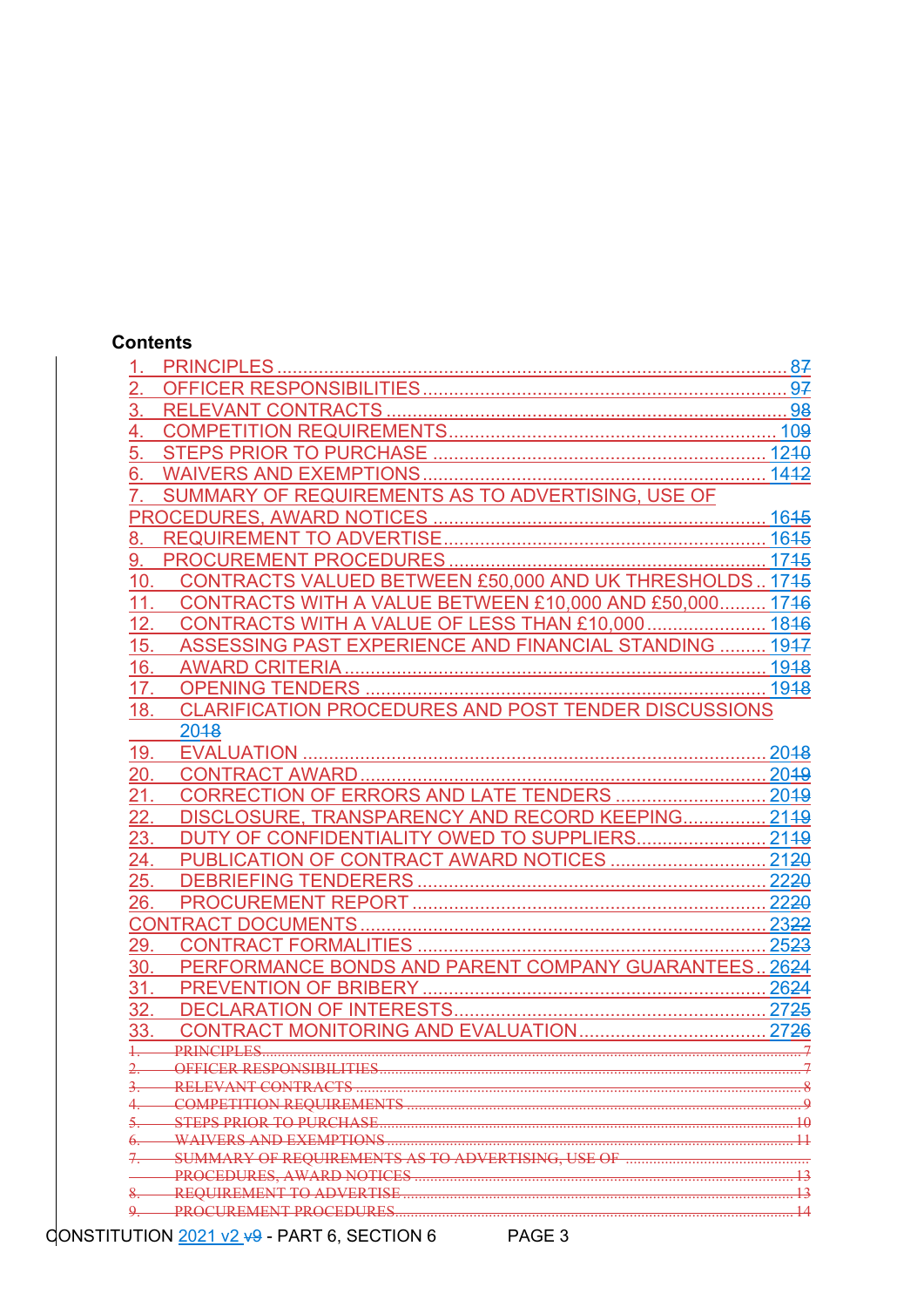**Contents**

1. PRINCIPLES ........................................................................ 8~~7~~
2. OFFICER RESPONSIBILITIES ............................................ 9~~7~~
3. RELEVANT CONTRACTS .................................................... 9~~8~~
4. COMPETITION REQUIREMENTS ........................................ 10~~9~~
5. STEPS PRIOR TO PURCHASE ........................................... 12~~10~~
6. WAIVERS AND EXEMPTIONS ............................................ 14~~12~~
7. SUMMARY OF REQUIREMENTS AS TO ADVERTISING, USE OF PROCEDURES, AWARD NOTICES ........................................ 16~~15~~
8. REQUIREMENT TO ADVERTISE .......................................... 16~~15~~
9. PROCUREMENT PROCEDURES ........................................... 17~~15~~
10. CONTRACTS VALUED BETWEEN £50,000 AND UK THRESHOLDS .. 17~~15~~
11. CONTRACTS WITH A VALUE BETWEEN £10,000 AND £50,000 ......... 17~~16~~
12. CONTRACTS WITH A VALUE OF LESS THAN £10,000 ...................... 18~~16~~
15. ASSESSING PAST EXPERIENCE AND FINANCIAL STANDING ......... 19~~17~~
16. AWARD CRITERIA ................................................................ 19~~18~~
17. OPENING TENDERS ............................................................. 19~~18~~
18. CLARIFICATION PROCEDURES AND POST TENDER DISCUSSIONS 20~~18~~
19. EVALUATION ........................................................................ 20~~18~~
20. CONTRACT AWARD ............................................................. 20~~19~~
21. CORRECTION OF ERRORS AND LATE TENDERS ........................ 20~~19~~
22. DISCLOSURE, TRANSPARENCY AND RECORD KEEPING ............... 21~~19~~
23. DUTY OF CONFIDENTIALITY OWED TO SUPPLIERS ....................... 21~~19~~
24. PUBLICATION OF CONTRACT AWARD NOTICES ............................ 21~~20~~
25. DEBRIEFING TENDERERS ........................................................ 22~~20~~
26. PROCUREMENT REPORT .......................................................... 22~~20~~

CONTRACT DOCUMENTS ................................................................ 23~~22~~

29. CONTRACT FORMALITIES ......................................................... 25~~23~~
30. PERFORMANCE BONDS AND PARENT COMPANY GUARANTEES .. 26~~24~~
31. PREVENTION OF BRIBERY ........................................................ 26~~24~~
32. DECLARATION OF INTERESTS ................................................... 27~~25~~
33. CONTRACT MONITORING AND EVALUATION ................................ 27~~26~~

~~1. PRINCIPLES ........................................................................ 7~~
~~2. OFFICER RESPONSIBILITIES ............................................ 7~~
~~3. RELEVANT CONTRACTS .................................................... 8~~
~~4. COMPETITION REQUIREMENTS ........................................ 9~~
~~5. STEPS PRIOR TO PURCHASE ........................................... 10~~
~~6. WAIVERS AND EXEMPTIONS ............................................ 11~~
~~7. SUMMARY OF REQUIREMENTS AS TO ADVERTISING, USE OF PROCEDURES, AWARD NOTICES ........................................ 13~~
~~8. REQUIREMENT TO ADVERTISE .......................................... 13~~
~~9. PROCUREMENT PROCEDURES ........................................... 14~~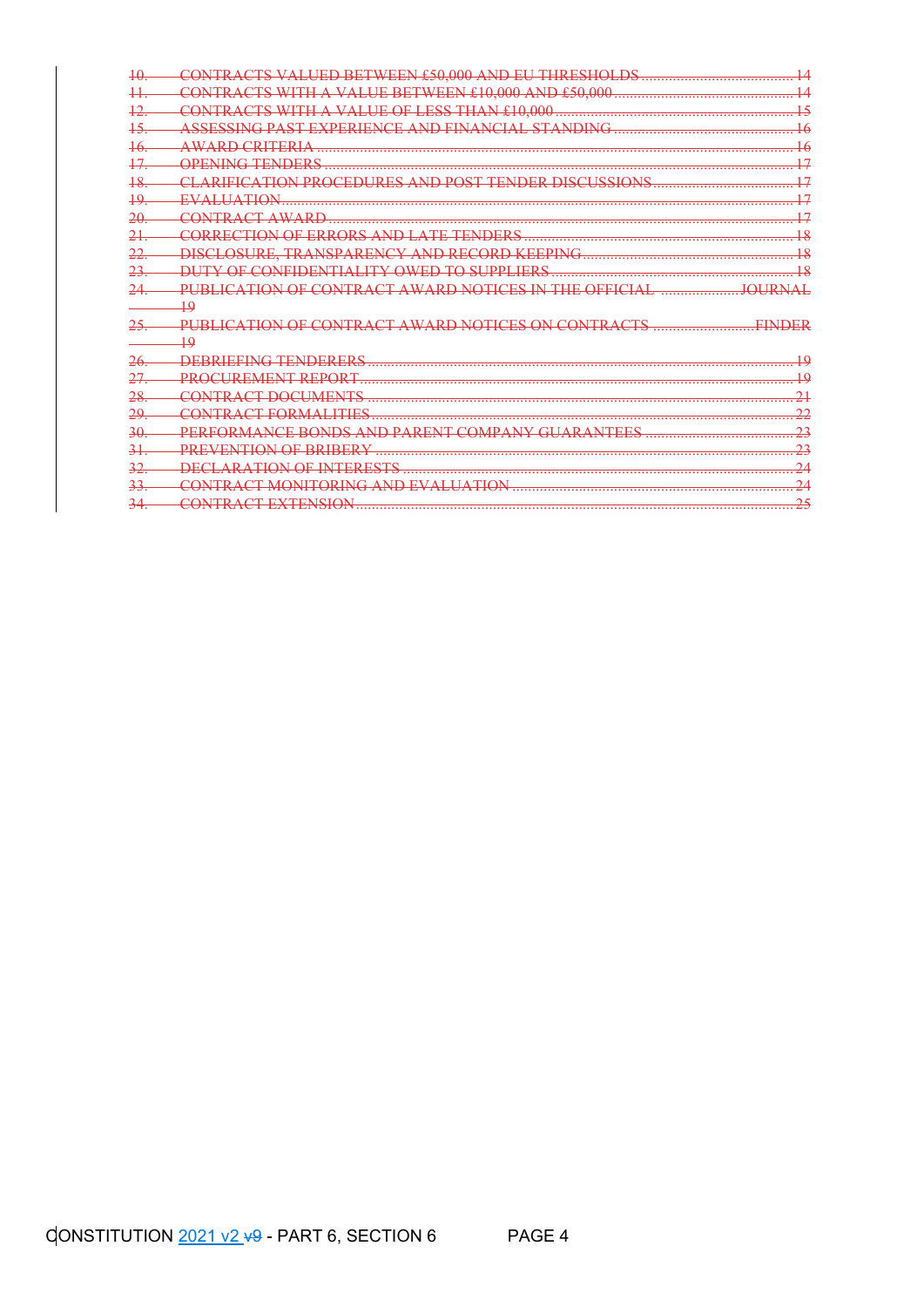10. CONTRACTS VALUED BETWEEN £50,000 AND EU THRESHOLDS ........................................ 14
11. CONTRACTS WITH A VALUE BETWEEN £10,000 AND £50,000 ............................................... 14
12. CONTRACTS WITH A VALUE OF LESS THAN £10,000 ............................................................. 15
15. ASSESSING PAST EXPERIENCE AND FINANCIAL STANDING ............................................... 16
16. AWARD CRITERIA ................................................................................................................. 16
17. OPENING TENDERS ............................................................................................................... 17
18. CLARIFICATION PROCEDURES AND POST TENDER DISCUSSIONS ..................................... 17
19. EVALUATION ......................................................................................................................... 17
20. CONTRACT AWARD ............................................................................................................... 17
21. CORRECTION OF ERRORS AND LATE TENDERS ...................................................................... 18
22. DISCLOSURE, TRANSPARENCY AND RECORD KEEPING ........................................................ 18
23. DUTY OF CONFIDENTIALITY OWED TO SUPPLIERS ................................................................. 18
24. PUBLICATION OF CONTRACT AWARD NOTICES IN THE OFFICIAL ..................... JOURNAL 19
25. PUBLICATION OF CONTRACT AWARD NOTICES ON CONTRACTS ........................... FINDER 19
26. DEBRIEFING TENDERERS ...................................................................................................... 19
27. PROCUREMENT REPORT ........................................................................................................ 19
28. CONTRACT DOCUMENTS ....................................................................................................... 21
29. CONTRACT FORMALITIES ...................................................................................................... 22
30. PERFORMANCE BONDS AND PARENT COMPANY GUARANTEES ........................................ 23
31. PREVENTION OF BRIBERY ..................................................................................................... 23
32. DECLARATION OF INTERESTS ................................................................................................ 24
33. CONTRACT MONITORING AND EVALUATION ......................................................................... 24
34. CONTRACT EXTENSION .......................................................................................................... 25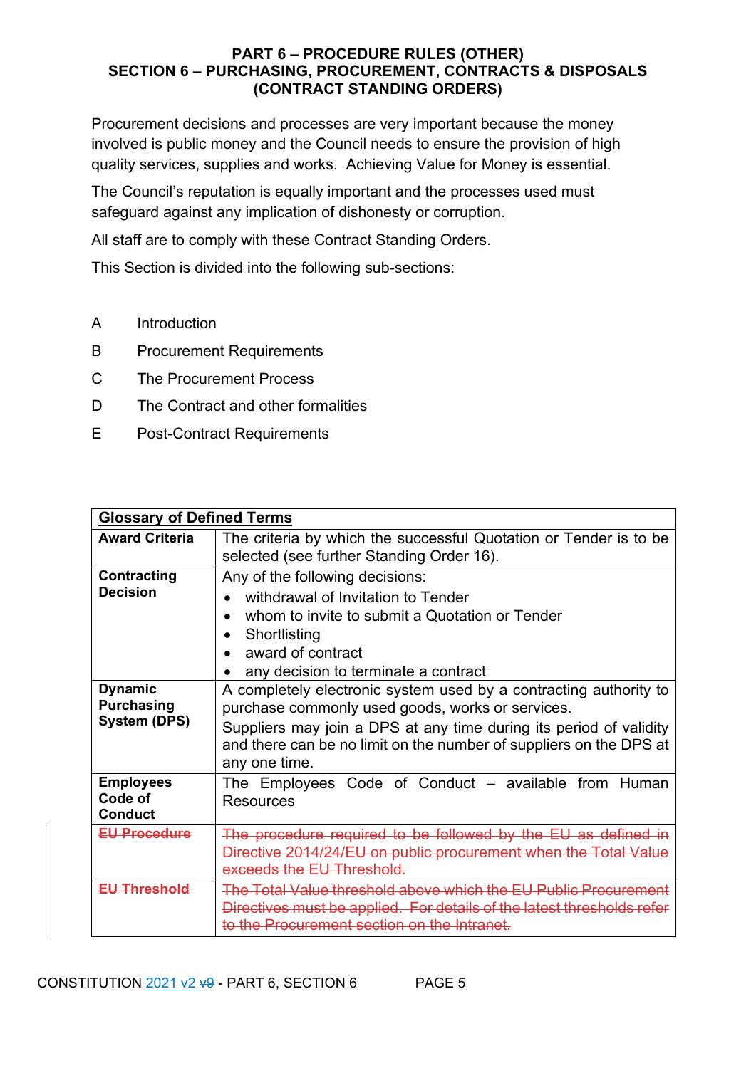# PART 6 – PROCEDURE RULES (OTHER)
## SECTION 6 – PURCHASING, PROCUREMENT, CONTRACTS & DISPOSALS (CONTRACT STANDING ORDERS)

Procurement decisions and processes are very important because the money involved is public money and the Council needs to ensure the provision of high quality services, supplies and works. Achieving Value for Money is essential.

The Council's reputation is equally important and the processes used must safeguard against any implication of dishonesty or corruption.

All staff are to comply with these Contract Standing Orders.

This Section is divided into the following sub-sections:

- A Introduction
- B Procurement Requirements
- C The Procurement Process
- D The Contract and other formalities
- E Post-Contract Requirements

| **Glossary of Defined Terms** | |
|---|---|
| **Award Criteria** | The criteria by which the successful Quotation or Tender is to be selected (see further Standing Order 16). |
| **Contracting Decision** | Any of the following decisions:<br>• withdrawal of Invitation to Tender<br>• whom to invite to submit a Quotation or Tender<br>• Shortlisting<br>• award of contract<br>• any decision to terminate a contract |
| **Dynamic Purchasing System (DPS)** | A completely electronic system used by a contracting authority to purchase commonly used goods, works or services.<br>Suppliers may join a DPS at any time during its period of validity and there can be no limit on the number of suppliers on the DPS at any one time. |
| **Employees Code of Conduct** | The Employees Code of Conduct – available from Human Resources |
| ~~**EU Procedure**~~ | ~~The procedure required to be followed by the EU as defined in Directive 2014/24/EU on public procurement when the Total Value exceeds the EU Threshold.~~ |
| ~~**EU Threshold**~~ | ~~The Total Value threshold above which the EU Public Procurement Directives must be applied. For details of the latest thresholds refer to the Procurement section on the Intranet.~~ |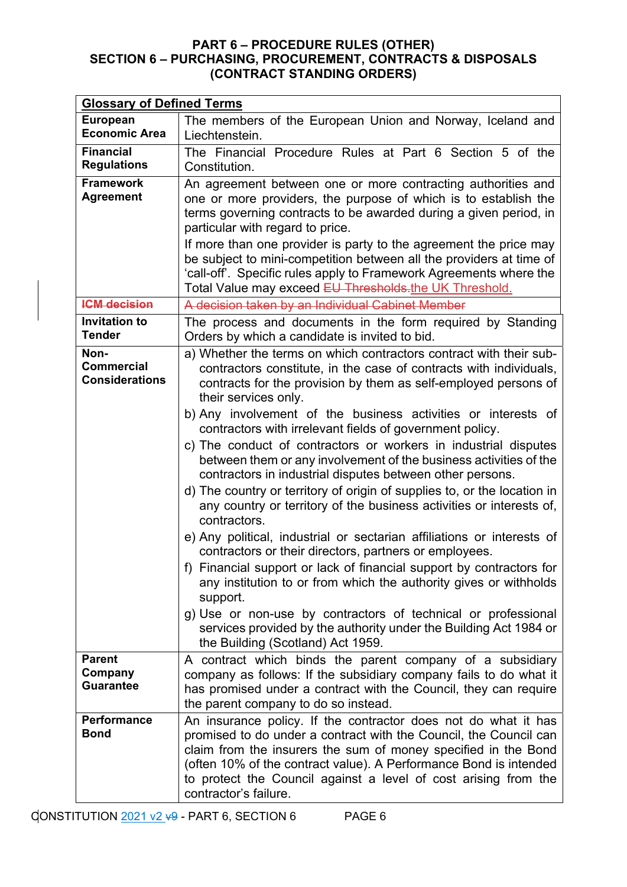# PART 6 – PROCEDURE RULES (OTHER)
## SECTION 6 – PURCHASING, PROCUREMENT, CONTRACTS & DISPOSALS (CONTRACT STANDING ORDERS)

| **Glossary of Defined Terms** | |
|---|---|
| **European Economic Area** | The members of the European Union and Norway, Iceland and Liechtenstein. |
| **Financial Regulations** | The Financial Procedure Rules at Part 6 Section 5 of the Constitution. |
| **Framework Agreement** | An agreement between one or more contracting authorities and one or more providers, the purpose of which is to establish the terms governing contracts to be awarded during a given period, in particular with regard to price. If more than one provider is party to the agreement the price may be subject to mini-competition between all the providers at time of 'call-off'. Specific rules apply to Framework Agreements where the Total Value may exceed ~~EU Thresholds.~~the UK Threshold. |
| ~~**ICM decision**~~ | ~~A decision taken by an Individual Cabinet Member~~ |
| **Invitation to Tender** | The process and documents in the form required by Standing Orders by which a candidate is invited to bid. |
| **Non-Commercial Considerations** | a) Whether the terms on which contractors contract with their sub-contractors constitute, in the case of contracts with individuals, contracts for the provision by them as self-employed persons of their services only.<br>b) Any involvement of the business activities or interests of contractors with irrelevant fields of government policy.<br>c) The conduct of contractors or workers in industrial disputes between them or any involvement of the business activities of the contractors in industrial disputes between other persons.<br>d) The country or territory of origin of supplies to, or the location in any country or territory of the business activities or interests of, contractors.<br>e) Any political, industrial or sectarian affiliations or interests of contractors or their directors, partners or employees.<br>f) Financial support or lack of financial support by contractors for any institution to or from which the authority gives or withholds support.<br>g) Use or non-use by contractors of technical or professional services provided by the authority under the Building Act 1984 or the Building (Scotland) Act 1959. |
| **Parent Company Guarantee** | A contract which binds the parent company of a subsidiary company as follows: If the subsidiary company fails to do what it has promised under a contract with the Council, they can require the parent company to do so instead. |
| **Performance Bond** | An insurance policy. If the contractor does not do what it has promised to do under a contract with the Council, the Council can claim from the insurers the sum of money specified in the Bond (often 10% of the contract value). A Performance Bond is intended to protect the Council against a level of cost arising from the contractor's failure. |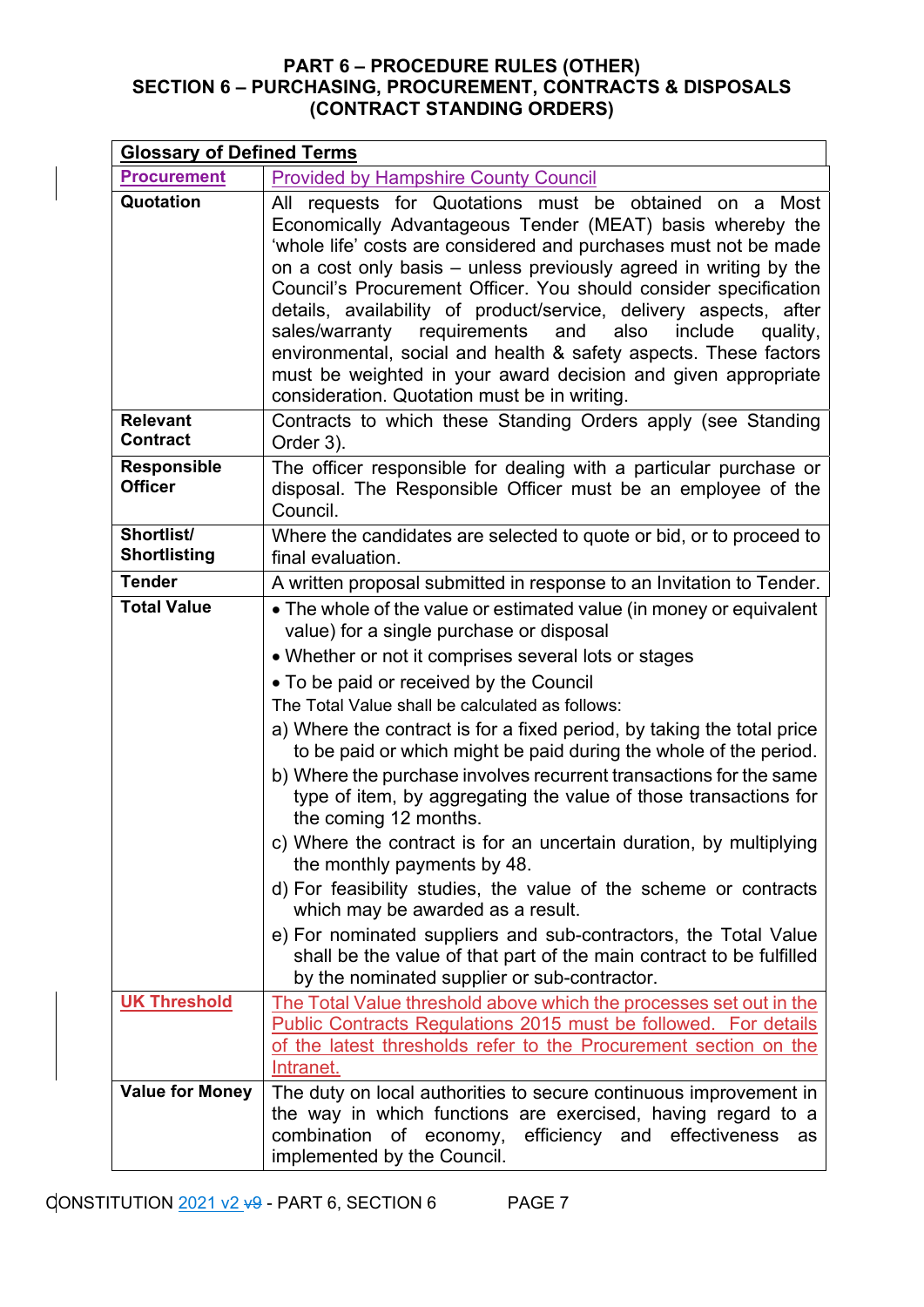# PART 6 – PROCEDURE RULES (OTHER)
## SECTION 6 – PURCHASING, PROCUREMENT, CONTRACTS & DISPOSALS (CONTRACT STANDING ORDERS)

| **Glossary of Defined Terms** | |
|---|---|
| **Procurement** | Provided by Hampshire County Council |
| **Quotation** | All requests for Quotations must be obtained on a Most Economically Advantageous Tender (MEAT) basis whereby the 'whole life' costs are considered and purchases must not be made on a cost only basis – unless previously agreed in writing by the Council's Procurement Officer. You should consider specification details, availability of product/service, delivery aspects, after sales/warranty requirements and also include quality, environmental, social and health & safety aspects. These factors must be weighted in your award decision and given appropriate consideration. Quotation must be in writing. |
| **Relevant Contract** | Contracts to which these Standing Orders apply (see Standing Order 3). |
| **Responsible Officer** | The officer responsible for dealing with a particular purchase or disposal. The Responsible Officer must be an employee of the Council. |
| **Shortlist/ Shortlisting** | Where the candidates are selected to quote or bid, or to proceed to final evaluation. |
| **Tender** | A written proposal submitted in response to an Invitation to Tender. |
| **Total Value** | • The whole of the value or estimated value (in money or equivalent value) for a single purchase or disposal<br>• Whether or not it comprises several lots or stages<br>• To be paid or received by the Council<br>The Total Value shall be calculated as follows:<br>a) Where the contract is for a fixed period, by taking the total price to be paid or which might be paid during the whole of the period.<br>b) Where the purchase involves recurrent transactions for the same type of item, by aggregating the value of those transactions for the coming 12 months.<br>c) Where the contract is for an uncertain duration, by multiplying the monthly payments by 48.<br>d) For feasibility studies, the value of the scheme or contracts which may be awarded as a result.<br>e) For nominated suppliers and sub-contractors, the Total Value shall be the value of that part of the main contract to be fulfilled by the nominated supplier or sub-contractor. |
| **UK Threshold** | The Total Value threshold above which the processes set out in the Public Contracts Regulations 2015 must be followed. For details of the latest thresholds refer to the Procurement section on the Intranet. |
| **Value for Money** | The duty on local authorities to secure continuous improvement in the way in which functions are exercised, having regard to a combination of economy, efficiency and effectiveness as implemented by the Council. |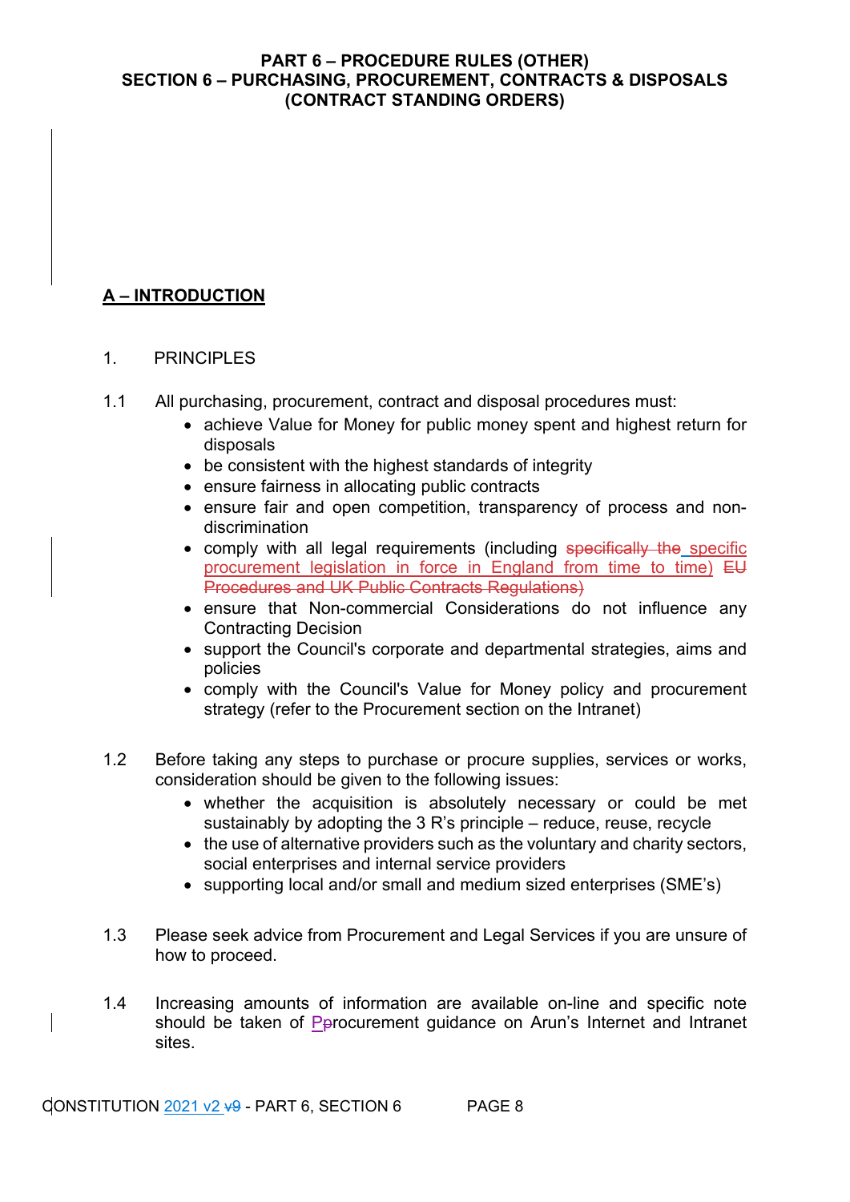# PART 6 – PROCEDURE RULES (OTHER)
# SECTION 6 – PURCHASING, PROCUREMENT, CONTRACTS & DISPOSALS
# (CONTRACT STANDING ORDERS)

## A – INTRODUCTION

1. PRINCIPLES

1.1 All purchasing, procurement, contract and disposal procedures must:

- achieve Value for Money for public money spent and highest return for disposals
- be consistent with the highest standards of integrity
- ensure fairness in allocating public contracts
- ensure fair and open competition, transparency of process and non-discrimination
- comply with all legal requirements (including ~~specifically the~~ specific procurement legislation in force in England from time to time) ~~EU Procedures and UK Public Contracts Regulations)~~
- ensure that Non-commercial Considerations do not influence any Contracting Decision
- support the Council's corporate and departmental strategies, aims and policies
- comply with the Council's Value for Money policy and procurement strategy (refer to the Procurement section on the Intranet)

1.2 Before taking any steps to purchase or procure supplies, services or works, consideration should be given to the following issues:

- whether the acquisition is absolutely necessary or could be met sustainably by adopting the 3 R's principle – reduce, reuse, recycle
- the use of alternative providers such as the voluntary and charity sectors, social enterprises and internal service providers
- supporting local and/or small and medium sized enterprises (SME's)

1.3 Please seek advice from Procurement and Legal Services if you are unsure of how to proceed.

1.4 Increasing amounts of information are available on-line and specific note should be taken of P~~p~~rocurement guidance on Arun's Internet and Intranet sites.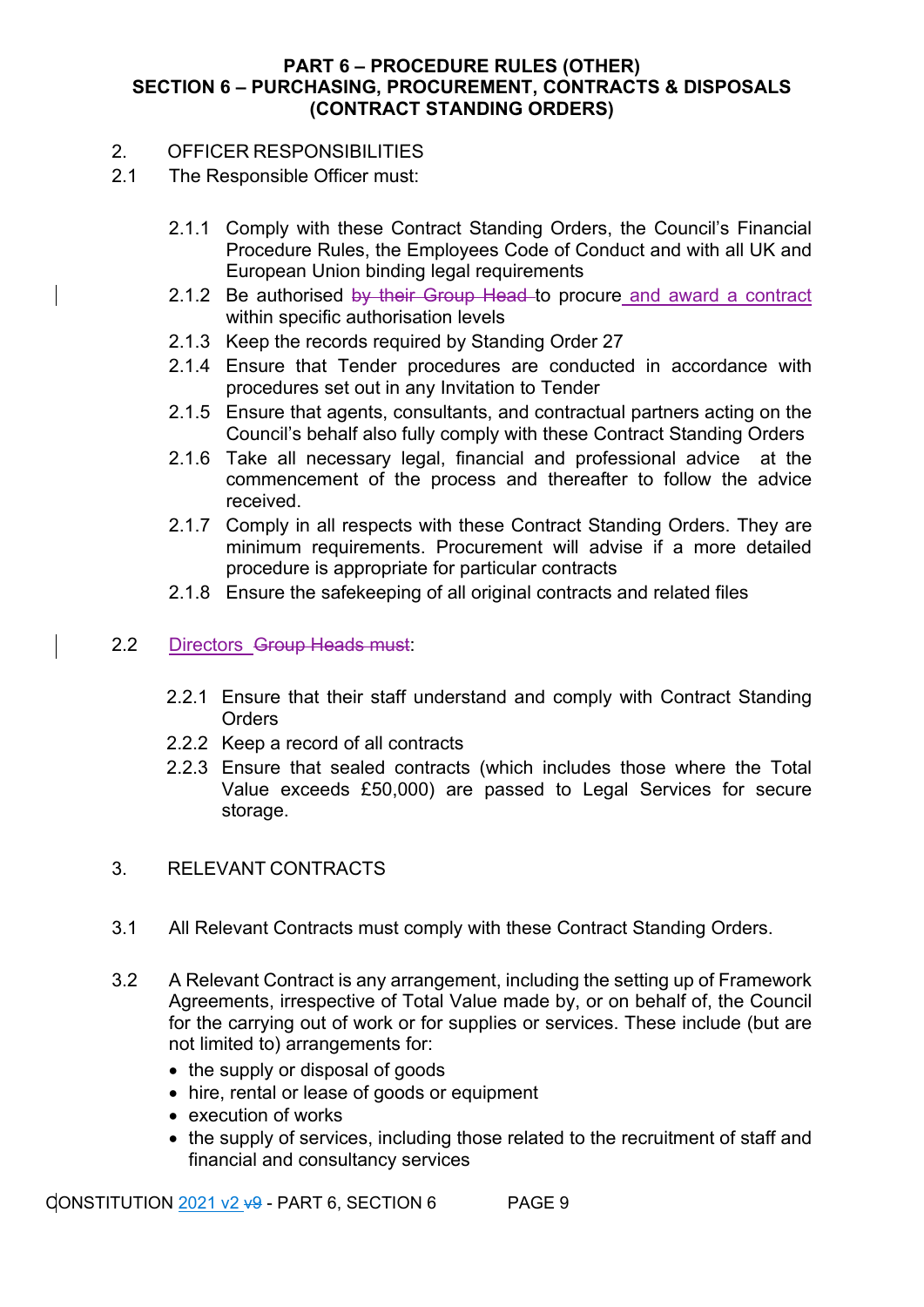**PART 6 – PROCEDURE RULES (OTHER)**
**SECTION 6 – PURCHASING, PROCUREMENT, CONTRACTS & DISPOSALS (CONTRACT STANDING ORDERS)**

2. OFFICER RESPONSIBILITIES

2.1 The Responsible Officer must:

- 2.1.1 Comply with these Contract Standing Orders, the Council's Financial Procedure Rules, the Employees Code of Conduct and with all UK and European Union binding legal requirements
- 2.1.2 Be authorised ~~by their Group Head~~ to procure and award a contract within specific authorisation levels
- 2.1.3 Keep the records required by Standing Order 27
- 2.1.4 Ensure that Tender procedures are conducted in accordance with procedures set out in any Invitation to Tender
- 2.1.5 Ensure that agents, consultants, and contractual partners acting on the Council's behalf also fully comply with these Contract Standing Orders
- 2.1.6 Take all necessary legal, financial and professional advice at the commencement of the process and thereafter to follow the advice received.
- 2.1.7 Comply in all respects with these Contract Standing Orders. They are minimum requirements. Procurement will advise if a more detailed procedure is appropriate for particular contracts
- 2.1.8 Ensure the safekeeping of all original contracts and related files

2.2 Directors ~~Group Heads must~~:

- 2.2.1 Ensure that their staff understand and comply with Contract Standing Orders
- 2.2.2 Keep a record of all contracts
- 2.2.3 Ensure that sealed contracts (which includes those where the Total Value exceeds £50,000) are passed to Legal Services for secure storage.

3. RELEVANT CONTRACTS

3.1 All Relevant Contracts must comply with these Contract Standing Orders.

3.2 A Relevant Contract is any arrangement, including the setting up of Framework Agreements, irrespective of Total Value made by, or on behalf of, the Council for the carrying out of work or for supplies or services. These include (but are not limited to) arrangements for:

- the supply or disposal of goods
- hire, rental or lease of goods or equipment
- execution of works
- the supply of services, including those related to the recruitment of staff and financial and consultancy services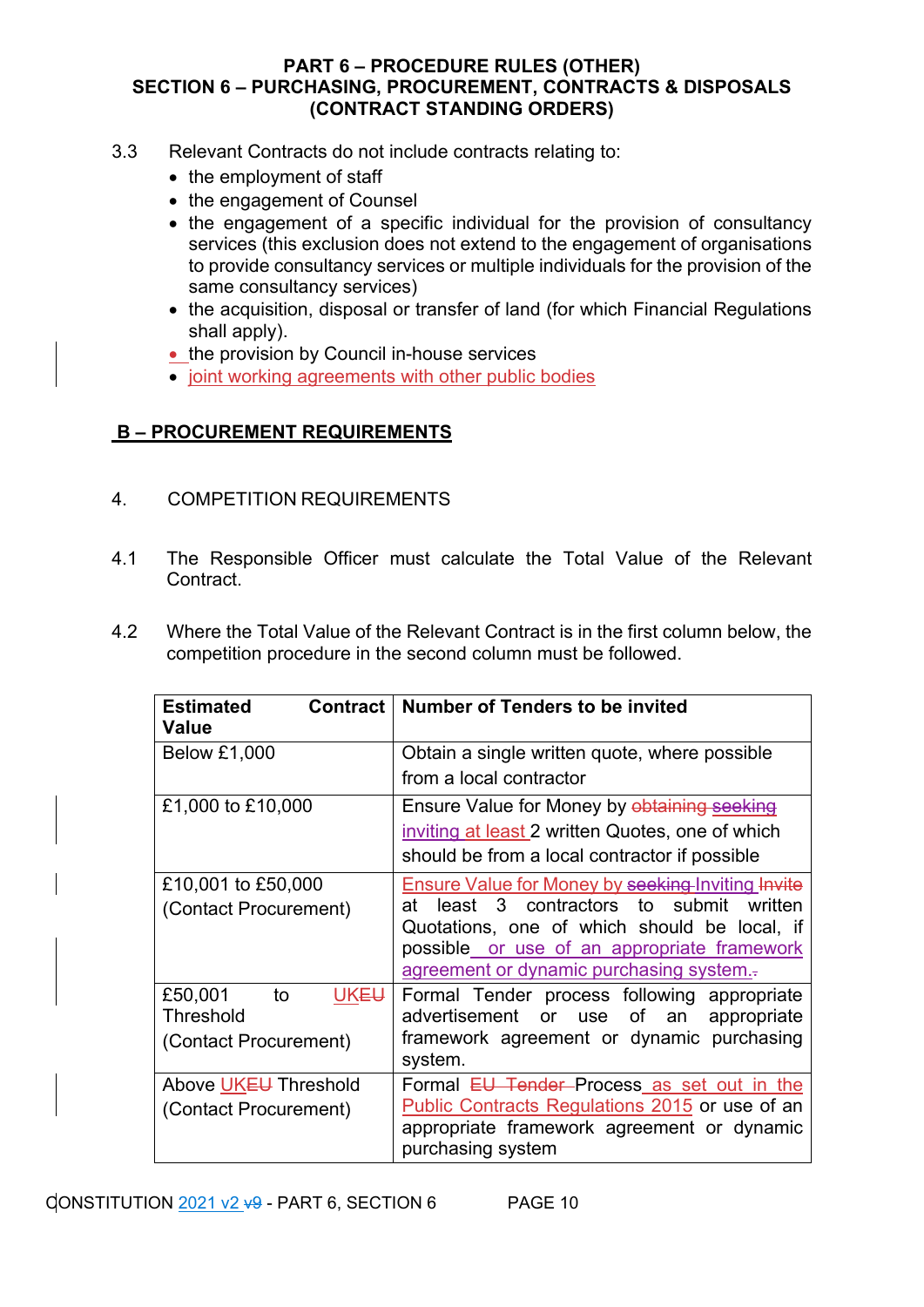3.3 Relevant Contracts do not include contracts relating to:

- the employment of staff
- the engagement of Counsel
- the engagement of a specific individual for the provision of consultancy services (this exclusion does not extend to the engagement of organisations to provide consultancy services or multiple individuals for the provision of the same consultancy services)
- the acquisition, disposal or transfer of land (for which Financial Regulations shall apply).
- the provision by Council in-house services
- joint working agreements with other public bodies

## B – PROCUREMENT REQUIREMENTS

4. COMPETITION REQUIREMENTS

4.1 The Responsible Officer must calculate the Total Value of the Relevant Contract.

4.2 Where the Total Value of the Relevant Contract is in the first column below, the competition procedure in the second column must be followed.

| **Estimated Contract Value** | **Number of Tenders to be invited** |
|---|---|
| Below £1,000 | Obtain a single written quote, where possible from a local contractor |
| £1,000 to £10,000 | Ensure Value for Money by ~~obtaining~~ ~~seeking~~ inviting at least 2 written Quotes, one of which should be from a local contractor if possible |
| £10,001 to £50,000<br>(Contact Procurement) | Ensure Value for Money by ~~seeking~~ Inviting ~~Invite~~ at least 3 contractors to submit written Quotations, one of which should be local, if possible or use of an appropriate framework agreement or dynamic purchasing system.~~.~~ |
| £50,001 to UK~~EU~~ Threshold<br>(Contact Procurement) | Formal Tender process following appropriate advertisement or use of an appropriate framework agreement or dynamic purchasing system. |
| Above UK~~EU~~ Threshold<br>(Contact Procurement) | Formal ~~EU Tender~~ Process as set out in the Public Contracts Regulations 2015 or use of an appropriate framework agreement or dynamic purchasing system |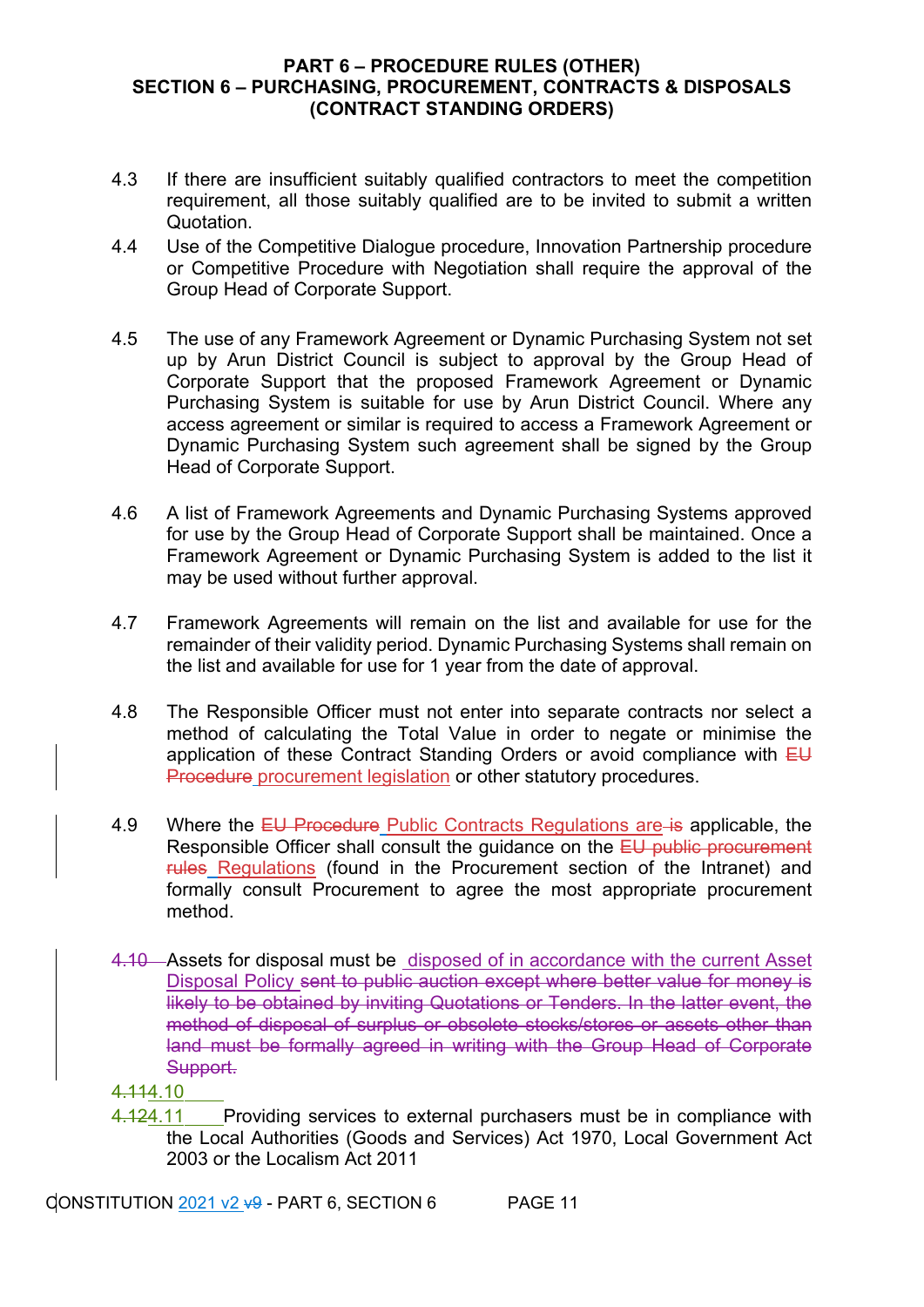4.3 If there are insufficient suitably qualified contractors to meet the competition requirement, all those suitably qualified are to be invited to submit a written Quotation.

4.4 Use of the Competitive Dialogue procedure, Innovation Partnership procedure or Competitive Procedure with Negotiation shall require the approval of the Group Head of Corporate Support.

4.5 The use of any Framework Agreement or Dynamic Purchasing System not set up by Arun District Council is subject to approval by the Group Head of Corporate Support that the proposed Framework Agreement or Dynamic Purchasing System is suitable for use by Arun District Council. Where any access agreement or similar is required to access a Framework Agreement or Dynamic Purchasing System such agreement shall be signed by the Group Head of Corporate Support.

4.6 A list of Framework Agreements and Dynamic Purchasing Systems approved for use by the Group Head of Corporate Support shall be maintained. Once a Framework Agreement or Dynamic Purchasing System is added to the list it may be used without further approval.

4.7 Framework Agreements will remain on the list and available for use for the remainder of their validity period. Dynamic Purchasing Systems shall remain on the list and available for use for 1 year from the date of approval.

4.8 The Responsible Officer must not enter into separate contracts nor select a method of calculating the Total Value in order to negate or minimise the application of these Contract Standing Orders or avoid compliance with ~~EU Procedure~~ procurement legislation or other statutory procedures.

4.9 Where the ~~EU Procedure~~ Public Contracts Regulations are ~~is~~ applicable, the Responsible Officer shall consult the guidance on the ~~EU public procurement rules~~ Regulations (found in the Procurement section of the Intranet) and formally consult Procurement to agree the most appropriate procurement method.

~~4.10~~ Assets for disposal must be disposed of in accordance with the current Asset Disposal Policy ~~sent to public auction except where better value for money is likely to be obtained by inviting Quotations or Tenders. In the latter event, the method of disposal of surplus or obsolete stocks/stores or assets other than land must be formally agreed in writing with the Group Head of Corporate Support.~~

~~4.11~~4.10

~~4.12~~4.11 Providing services to external purchasers must be in compliance with the Local Authorities (Goods and Services) Act 1970, Local Government Act 2003 or the Localism Act 2011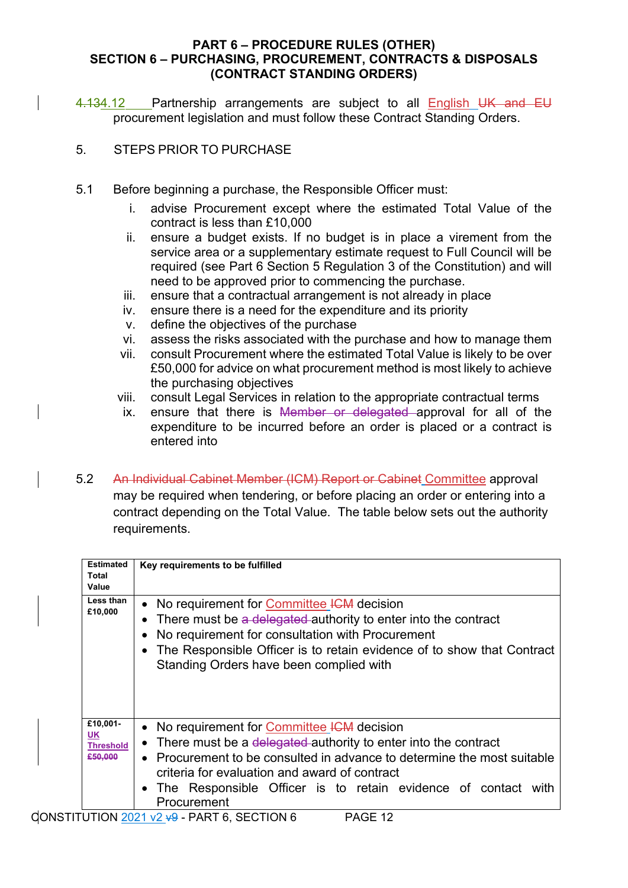**PART 6 – PROCEDURE RULES (OTHER)**
**SECTION 6 – PURCHASING, PROCUREMENT, CONTRACTS & DISPOSALS (CONTRACT STANDING ORDERS)**

4.134.12 Partnership arrangements are subject to all English UK and EU procurement legislation and must follow these Contract Standing Orders.

5. STEPS PRIOR TO PURCHASE

5.1 Before beginning a purchase, the Responsible Officer must:

i. advise Procurement except where the estimated Total Value of the contract is less than £10,000
ii. ensure a budget exists. If no budget is in place a virement from the service area or a supplementary estimate request to Full Council will be required (see Part 6 Section 5 Regulation 3 of the Constitution) and will need to be approved prior to commencing the purchase.
iii. ensure that a contractual arrangement is not already in place
iv. ensure there is a need for the expenditure and its priority
v. define the objectives of the purchase
vi. assess the risks associated with the purchase and how to manage them
vii. consult Procurement where the estimated Total Value is likely to be over £50,000 for advice on what procurement method is most likely to achieve the purchasing objectives
viii. consult Legal Services in relation to the appropriate contractual terms
ix. ensure that there is Member or delegated approval for all of the expenditure to be incurred before an order is placed or a contract is entered into

5.2 An Individual Cabinet Member (ICM) Report or Cabinet Committee approval may be required when tendering, or before placing an order or entering into a contract depending on the Total Value. The table below sets out the authority requirements.

| Estimated Total Value | Key requirements to be fulfilled |
|---|---|
| Less than £10,000 | • No requirement for Committee ICM decision<br>• There must be a delegated authority to enter into the contract<br>• No requirement for consultation with Procurement<br>• The Responsible Officer is to retain evidence of to show that Contract Standing Orders have been complied with |
| £10,001- UK Threshold £50,000 | • No requirement for Committee ICM decision<br>• There must be a delegated authority to enter into the contract<br>• Procurement to be consulted in advance to determine the most suitable criteria for evaluation and award of contract<br>• The Responsible Officer is to retain evidence of contact with Procurement |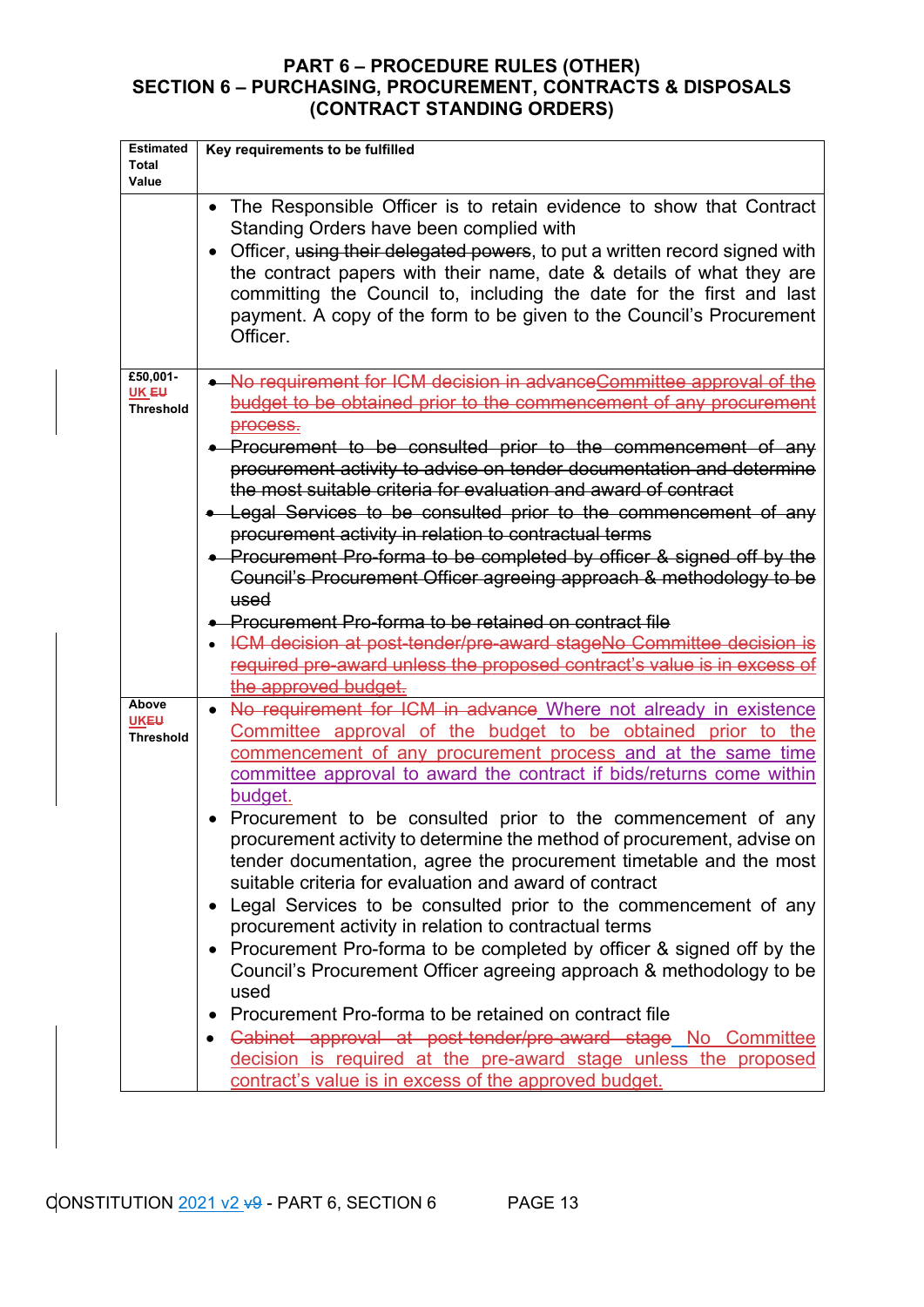# PART 6 – PROCEDURE RULES (OTHER)
## SECTION 6 – PURCHASING, PROCUREMENT, CONTRACTS & DISPOSALS (CONTRACT STANDING ORDERS)

| Estimated Total Value | Key requirements to be fulfilled |
|---|---|
| | • The Responsible Officer is to retain evidence to show that Contract Standing Orders have been complied with<br>• Officer, ~~using their delegated powers~~, to put a written record signed with the contract papers with their name, date & details of what they are committing the Council to, including the date for the first and last payment. A copy of the form to be given to the Council's Procurement Officer. |
| £50,001- UK ~~EU~~ Threshold | • ~~No requirement for ICM decision in advanceCommittee approval of the budget to be obtained prior to the commencement of any procurement process.~~<br>• ~~Procurement to be consulted prior to the commencement of any procurement activity to advise on tender documentation and determine the most suitable criteria for evaluation and award of contract~~<br>• ~~Legal Services to be consulted prior to the commencement of any procurement activity in relation to contractual terms~~<br>• ~~Procurement Pro-forma to be completed by officer & signed off by the Council's Procurement Officer agreeing approach & methodology to be used~~<br>• ~~Procurement Pro-forma to be retained on contract file~~<br>• ~~ICM decision at post-tender/pre-award stageNo Committee decision is required pre-award unless the proposed contract's value is in excess of the approved budget.~~ |
| Above UK~~EU~~ Threshold | • ~~No requirement for ICM in advance~~ Where not already in existence Committee approval of the budget to be obtained prior to the commencement of any procurement process and at the same time committee approval to award the contract if bids/returns come within budget.<br>• Procurement to be consulted prior to the commencement of any procurement activity to determine the method of procurement, advise on tender documentation, agree the procurement timetable and the most suitable criteria for evaluation and award of contract<br>• Legal Services to be consulted prior to the commencement of any procurement activity in relation to contractual terms<br>• Procurement Pro-forma to be completed by officer & signed off by the Council's Procurement Officer agreeing approach & methodology to be used<br>• Procurement Pro-forma to be retained on contract file<br>• ~~Cabinet approval at post-tender/pre-award stage~~ No Committee decision is required at the pre-award stage unless the proposed contract's value is in excess of the approved budget. |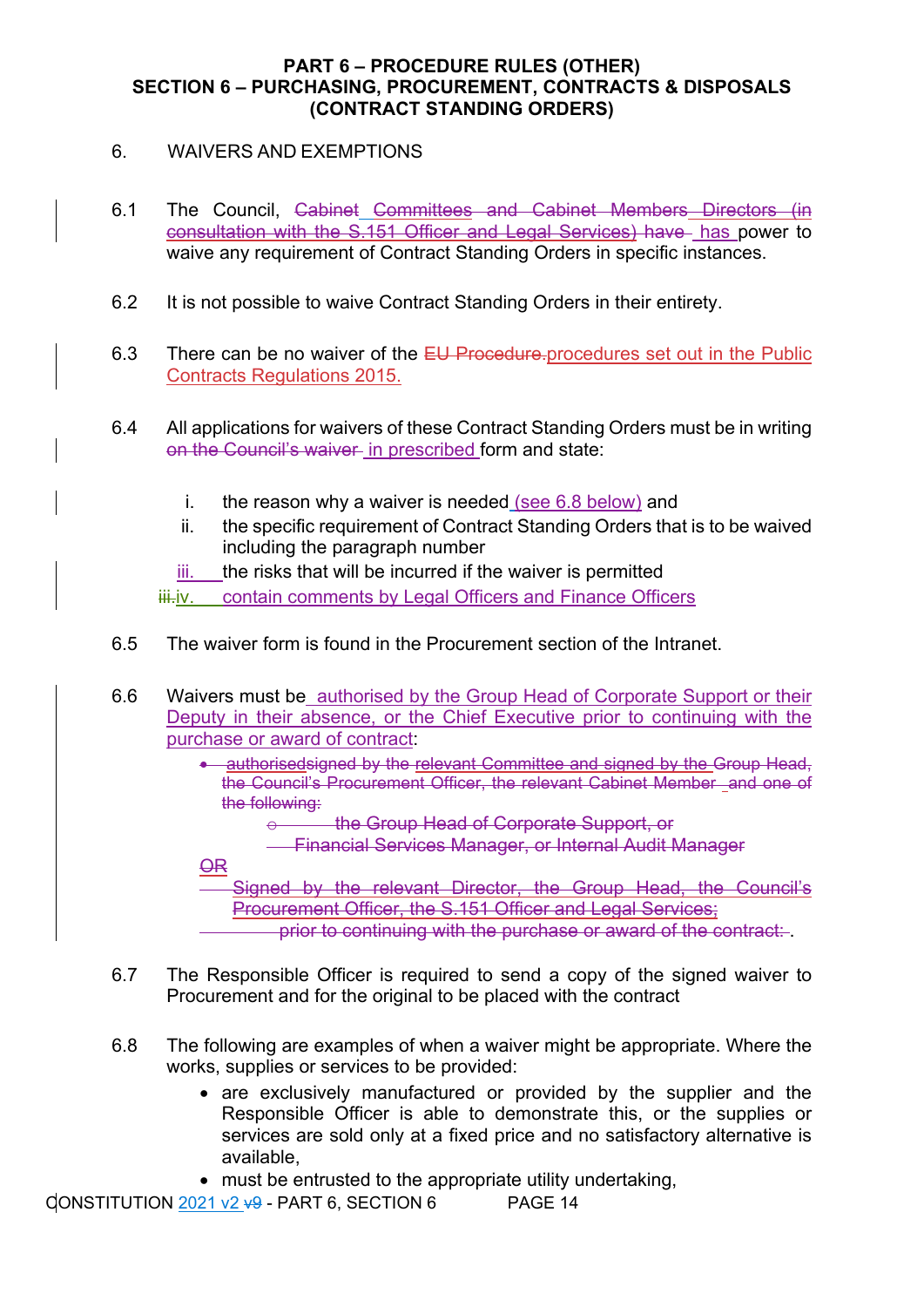6. WAIVERS AND EXEMPTIONS

6.1 The Council, ~~Cabinet Committees and Cabinet Members Directors (in consultation with the S.151 Officer and Legal Services) have~~ has power to waive any requirement of Contract Standing Orders in specific instances.

6.2 It is not possible to waive Contract Standing Orders in their entirety.

6.3 There can be no waiver of the ~~EU Procedure.~~procedures set out in the Public Contracts Regulations 2015.

6.4 All applications for waivers of these Contract Standing Orders must be in writing ~~on the Council's waiver~~ in prescribed form and state:

   i. the reason why a waiver is needed (see 6.8 below) and
   ii. the specific requirement of Contract Standing Orders that is to be waived including the paragraph number
   iii. the risks that will be incurred if the waiver is permitted
   ~~iii.~~iv. contain comments by Legal Officers and Finance Officers

6.5 The waiver form is found in the Procurement section of the Intranet.

6.6 Waivers must be authorised by the Group Head of Corporate Support or their Deputy in their absence, or the Chief Executive prior to continuing with the purchase or award of contract:

   - ~~authorisedsigned by the relevant Committee and signed by the Group Head, the Council's Procurement Officer, the relevant Cabinet Member and one of the following:~~
     - ~~the Group Head of Corporate Support, or~~
     - ~~Financial Services Manager, or Internal Audit Manager~~

   ~~OR~~

   - ~~Signed by the relevant Director, the Group Head, the Council's Procurement Officer, the S.151 Officer and Legal Services;~~

   ~~prior to continuing with the purchase or award of the contract:~~ .

6.7 The Responsible Officer is required to send a copy of the signed waiver to Procurement and for the original to be placed with the contract

6.8 The following are examples of when a waiver might be appropriate. Where the works, supplies or services to be provided:

   - are exclusively manufactured or provided by the supplier and the Responsible Officer is able to demonstrate this, or the supplies or services are sold only at a fixed price and no satisfactory alternative is available,
   - must be entrusted to the appropriate utility undertaking,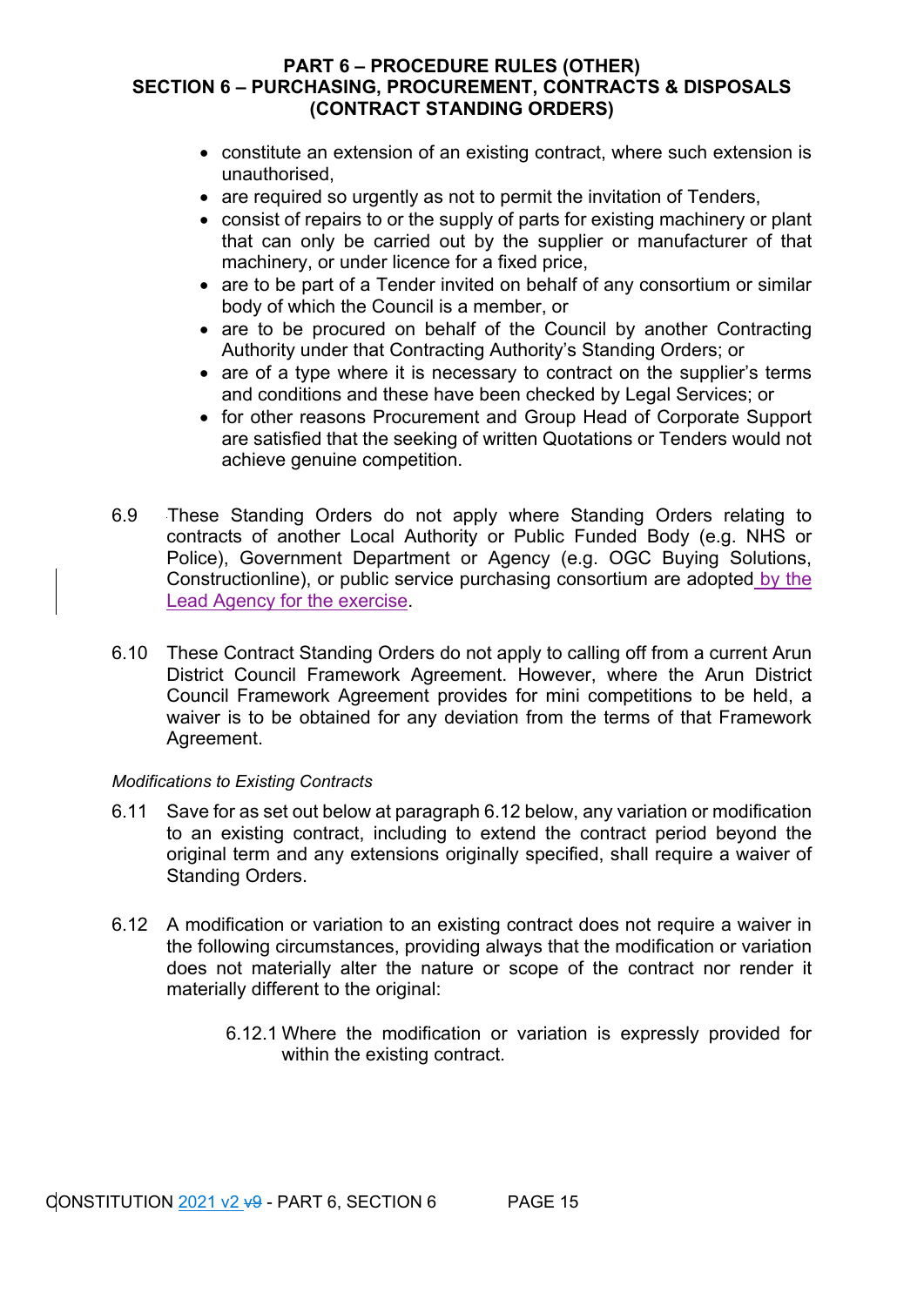- constitute an extension of an existing contract, where such extension is unauthorised,
- are required so urgently as not to permit the invitation of Tenders,
- consist of repairs to or the supply of parts for existing machinery or plant that can only be carried out by the supplier or manufacturer of that machinery, or under licence for a fixed price,
- are to be part of a Tender invited on behalf of any consortium or similar body of which the Council is a member, or
- are to be procured on behalf of the Council by another Contracting Authority under that Contracting Authority's Standing Orders; or
- are of a type where it is necessary to contract on the supplier's terms and conditions and these have been checked by Legal Services; or
- for other reasons Procurement and Group Head of Corporate Support are satisfied that the seeking of written Quotations or Tenders would not achieve genuine competition.

6.9 These Standing Orders do not apply where Standing Orders relating to contracts of another Local Authority or Public Funded Body (e.g. NHS or Police), Government Department or Agency (e.g. OGC Buying Solutions, Constructionline), or public service purchasing consortium are adopted by the Lead Agency for the exercise.

6.10 These Contract Standing Orders do not apply to calling off from a current Arun District Council Framework Agreement. However, where the Arun District Council Framework Agreement provides for mini competitions to be held, a waiver is to be obtained for any deviation from the terms of that Framework Agreement.

*Modifications to Existing Contracts*

6.11 Save for as set out below at paragraph 6.12 below, any variation or modification to an existing contract, including to extend the contract period beyond the original term and any extensions originally specified, shall require a waiver of Standing Orders.

6.12 A modification or variation to an existing contract does not require a waiver in the following circumstances, providing always that the modification or variation does not materially alter the nature or scope of the contract nor render it materially different to the original:

6.12.1 Where the modification or variation is expressly provided for within the existing contract.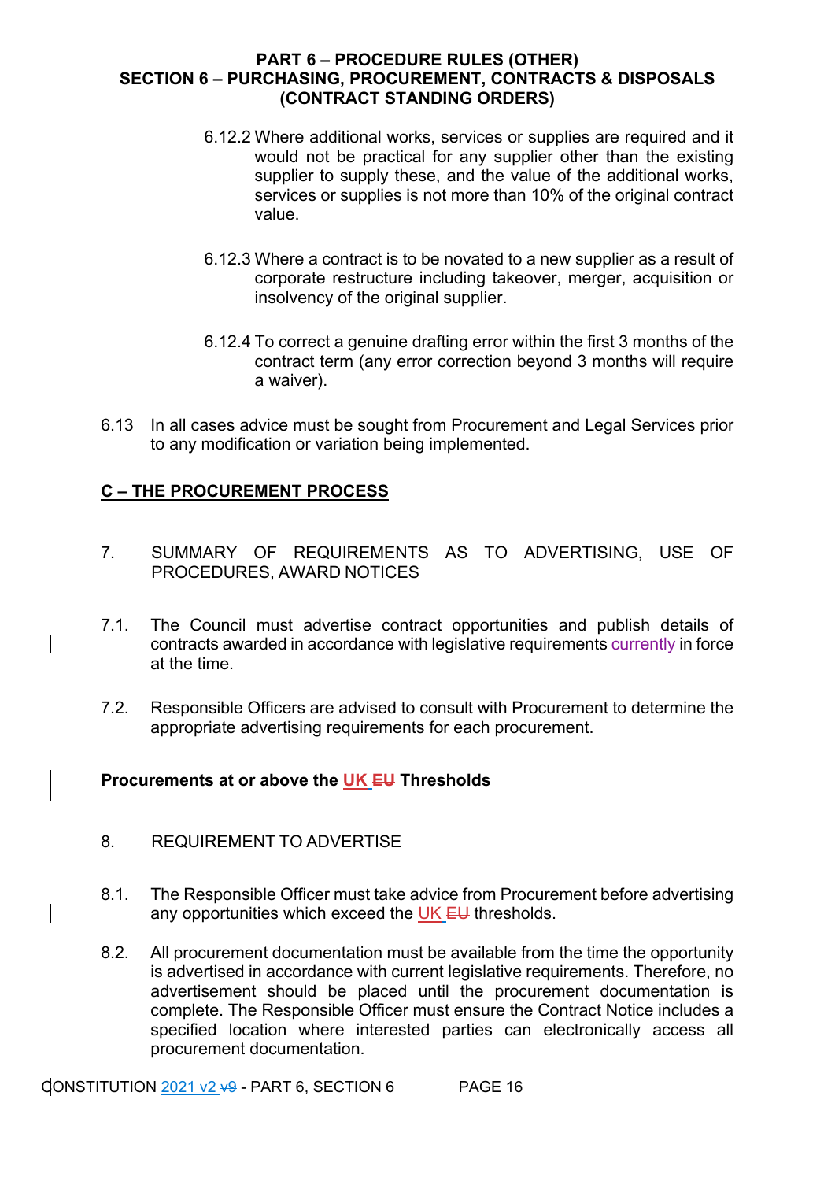6.12.2 Where additional works, services or supplies are required and it would not be practical for any supplier other than the existing supplier to supply these, and the value of the additional works, services or supplies is not more than 10% of the original contract value.

6.12.3 Where a contract is to be novated to a new supplier as a result of corporate restructure including takeover, merger, acquisition or insolvency of the original supplier.

6.12.4 To correct a genuine drafting error within the first 3 months of the contract term (any error correction beyond 3 months will require a waiver).

6.13 In all cases advice must be sought from Procurement and Legal Services prior to any modification or variation being implemented.

## C – THE PROCUREMENT PROCESS

7. SUMMARY OF REQUIREMENTS AS TO ADVERTISING, USE OF PROCEDURES, AWARD NOTICES

7.1. The Council must advertise contract opportunities and publish details of contracts awarded in accordance with legislative requirements ~~currently~~ in force at the time.

7.2. Responsible Officers are advised to consult with Procurement to determine the appropriate advertising requirements for each procurement.

**Procurements at or above the UK ~~EU~~ Thresholds**

8. REQUIREMENT TO ADVERTISE

8.1. The Responsible Officer must take advice from Procurement before advertising any opportunities which exceed the UK ~~EU~~ thresholds.

8.2. All procurement documentation must be available from the time the opportunity is advertised in accordance with current legislative requirements. Therefore, no advertisement should be placed until the procurement documentation is complete. The Responsible Officer must ensure the Contract Notice includes a specified location where interested parties can electronically access all procurement documentation.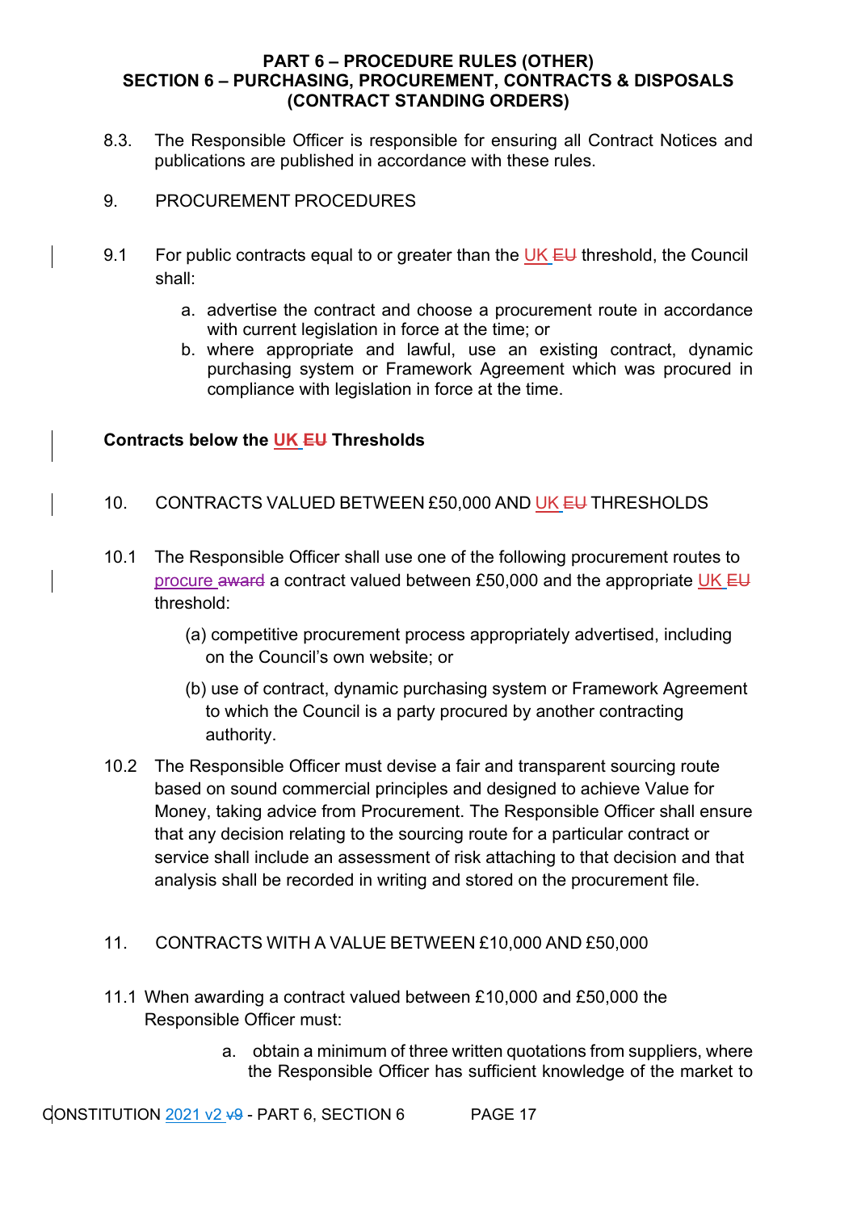8.3. The Responsible Officer is responsible for ensuring all Contract Notices and publications are published in accordance with these rules.

9. PROCUREMENT PROCEDURES

9.1 For public contracts equal to or greater than the UK ~~EU~~ threshold, the Council shall:

a. advertise the contract and choose a procurement route in accordance with current legislation in force at the time; or
b. where appropriate and lawful, use an existing contract, dynamic purchasing system or Framework Agreement which was procured in compliance with legislation in force at the time.

**Contracts below the UK ~~EU~~ Thresholds**

10. CONTRACTS VALUED BETWEEN £50,000 AND UK ~~EU~~ THRESHOLDS

10.1 The Responsible Officer shall use one of the following procurement routes to procure ~~award~~ a contract valued between £50,000 and the appropriate UK ~~EU~~ threshold:

(a) competitive procurement process appropriately advertised, including on the Council's own website; or

(b) use of contract, dynamic purchasing system or Framework Agreement to which the Council is a party procured by another contracting authority.

10.2 The Responsible Officer must devise a fair and transparent sourcing route based on sound commercial principles and designed to achieve Value for Money, taking advice from Procurement. The Responsible Officer shall ensure that any decision relating to the sourcing route for a particular contract or service shall include an assessment of risk attaching to that decision and that analysis shall be recorded in writing and stored on the procurement file.

11. CONTRACTS WITH A VALUE BETWEEN £10,000 AND £50,000

11.1 When awarding a contract valued between £10,000 and £50,000 the Responsible Officer must:

a. obtain a minimum of three written quotations from suppliers, where the Responsible Officer has sufficient knowledge of the market to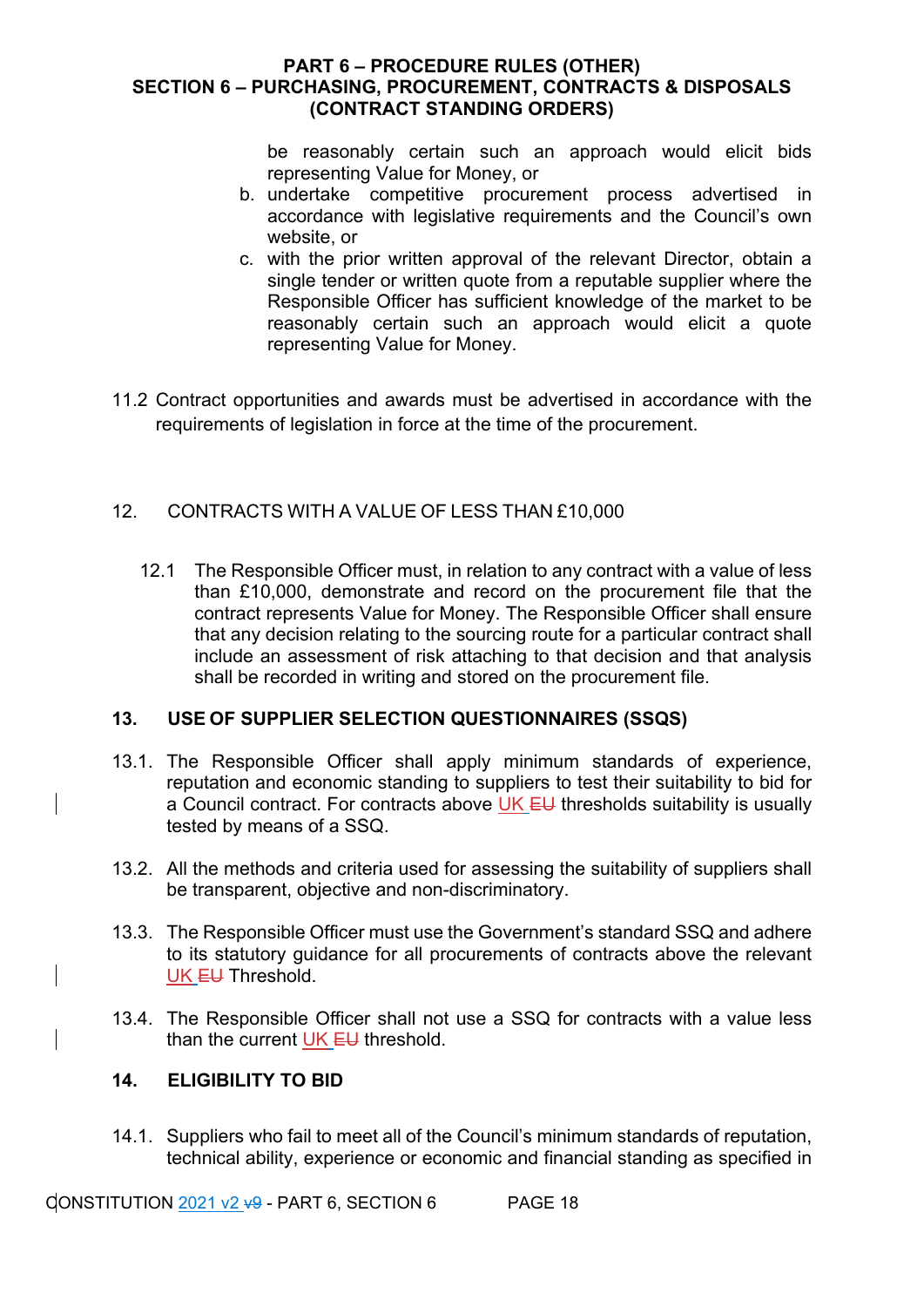be reasonably certain such an approach would elicit bids representing Value for Money, or

b. undertake competitive procurement process advertised in accordance with legislative requirements and the Council's own website, or

c. with the prior written approval of the relevant Director, obtain a single tender or written quote from a reputable supplier where the Responsible Officer has sufficient knowledge of the market to be reasonably certain such an approach would elicit a quote representing Value for Money.

11.2 Contract opportunities and awards must be advertised in accordance with the requirements of legislation in force at the time of the procurement.

## 12. CONTRACTS WITH A VALUE OF LESS THAN £10,000

12.1 The Responsible Officer must, in relation to any contract with a value of less than £10,000, demonstrate and record on the procurement file that the contract represents Value for Money. The Responsible Officer shall ensure that any decision relating to the sourcing route for a particular contract shall include an assessment of risk attaching to that decision and that analysis shall be recorded in writing and stored on the procurement file.

## 13. USE OF SUPPLIER SELECTION QUESTIONNAIRES (SSQS)

13.1. The Responsible Officer shall apply minimum standards of experience, reputation and economic standing to suppliers to test their suitability to bid for a Council contract. For contracts above UK ~~EU~~ thresholds suitability is usually tested by means of a SSQ.

13.2. All the methods and criteria used for assessing the suitability of suppliers shall be transparent, objective and non-discriminatory.

13.3. The Responsible Officer must use the Government's standard SSQ and adhere to its statutory guidance for all procurements of contracts above the relevant UK ~~EU~~ Threshold.

13.4. The Responsible Officer shall not use a SSQ for contracts with a value less than the current UK ~~EU~~ threshold.

## 14. ELIGIBILITY TO BID

14.1. Suppliers who fail to meet all of the Council's minimum standards of reputation, technical ability, experience or economic and financial standing as specified in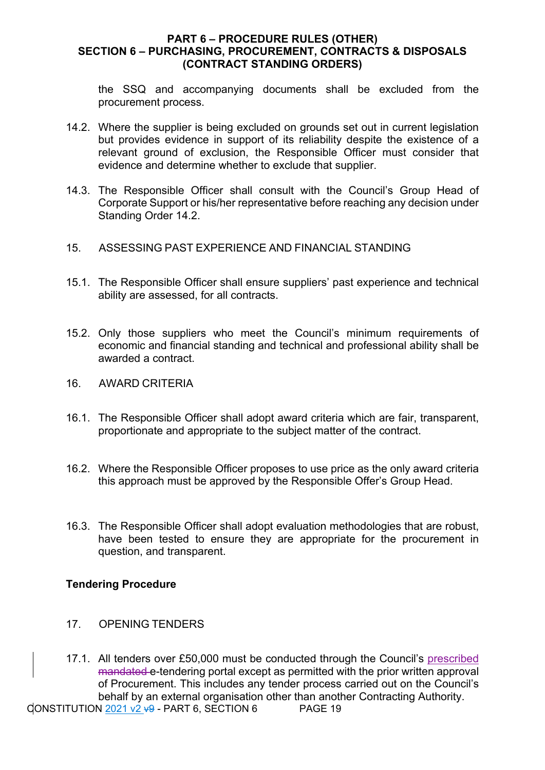the SSQ and accompanying documents shall be excluded from the procurement process.

14.2. Where the supplier is being excluded on grounds set out in current legislation but provides evidence in support of its reliability despite the existence of a relevant ground of exclusion, the Responsible Officer must consider that evidence and determine whether to exclude that supplier.

14.3. The Responsible Officer shall consult with the Council's Group Head of Corporate Support or his/her representative before reaching any decision under Standing Order 14.2.

15. ASSESSING PAST EXPERIENCE AND FINANCIAL STANDING

15.1. The Responsible Officer shall ensure suppliers' past experience and technical ability are assessed, for all contracts.

15.2. Only those suppliers who meet the Council's minimum requirements of economic and financial standing and technical and professional ability shall be awarded a contract.

16. AWARD CRITERIA

16.1. The Responsible Officer shall adopt award criteria which are fair, transparent, proportionate and appropriate to the subject matter of the contract.

16.2. Where the Responsible Officer proposes to use price as the only award criteria this approach must be approved by the Responsible Offer's Group Head.

16.3. The Responsible Officer shall adopt evaluation methodologies that are robust, have been tested to ensure they are appropriate for the procurement in question, and transparent.

**Tendering Procedure**

17. OPENING TENDERS

17.1. All tenders over £50,000 must be conducted through the Council's prescribed ~~mandated~~ e-tendering portal except as permitted with the prior written approval of Procurement. This includes any tender process carried out on the Council's behalf by an external organisation other than another Contracting Authority.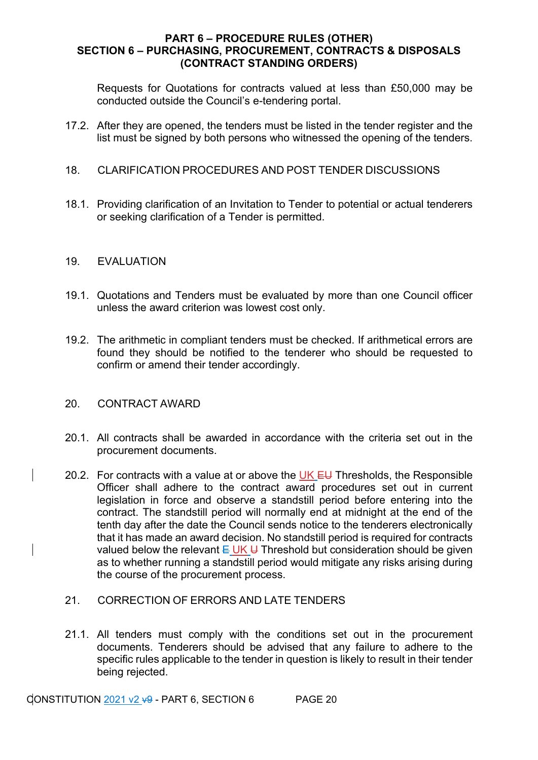Requests for Quotations for contracts valued at less than £50,000 may be conducted outside the Council's e-tendering portal.

17.2. After they are opened, the tenders must be listed in the tender register and the list must be signed by both persons who witnessed the opening of the tenders.

## 18. CLARIFICATION PROCEDURES AND POST TENDER DISCUSSIONS

18.1. Providing clarification of an Invitation to Tender to potential or actual tenderers or seeking clarification of a Tender is permitted.

## 19. EVALUATION

19.1. Quotations and Tenders must be evaluated by more than one Council officer unless the award criterion was lowest cost only.

19.2. The arithmetic in compliant tenders must be checked. If arithmetical errors are found they should be notified to the tenderer who should be requested to confirm or amend their tender accordingly.

## 20. CONTRACT AWARD

20.1. All contracts shall be awarded in accordance with the criteria set out in the procurement documents.

20.2. For contracts with a value at or above the UK ~~EU~~ Thresholds, the Responsible Officer shall adhere to the contract award procedures set out in current legislation in force and observe a standstill period before entering into the contract. The standstill period will normally end at midnight at the end of the tenth day after the date the Council sends notice to the tenderers electronically that it has made an award decision. No standstill period is required for contracts valued below the relevant ~~E~~ UK ~~U~~ Threshold but consideration should be given as to whether running a standstill period would mitigate any risks arising during the course of the procurement process.

## 21. CORRECTION OF ERRORS AND LATE TENDERS

21.1. All tenders must comply with the conditions set out in the procurement documents. Tenderers should be advised that any failure to adhere to the specific rules applicable to the tender in question is likely to result in their tender being rejected.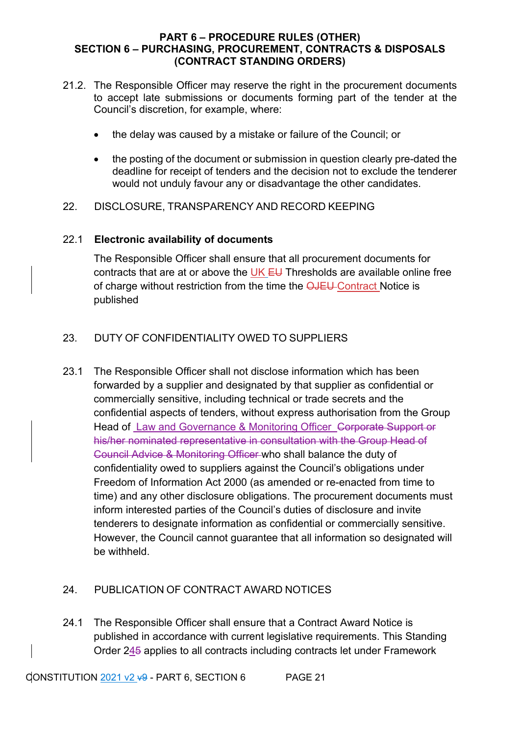21.2. The Responsible Officer may reserve the right in the procurement documents to accept late submissions or documents forming part of the tender at the Council's discretion, for example, where:

- the delay was caused by a mistake or failure of the Council; or
- the posting of the document or submission in question clearly pre-dated the deadline for receipt of tenders and the decision not to exclude the tenderer would not unduly favour any or disadvantage the other candidates.

## 22. DISCLOSURE, TRANSPARENCY AND RECORD KEEPING

### 22.1 Electronic availability of documents

The Responsible Officer shall ensure that all procurement documents for contracts that are at or above the UK ~~EU~~ Thresholds are available online free of charge without restriction from the time the ~~OJEU~~ Contract Notice is published

## 23. DUTY OF CONFIDENTIALITY OWED TO SUPPLIERS

23.1 The Responsible Officer shall not disclose information which has been forwarded by a supplier and designated by that supplier as confidential or commercially sensitive, including technical or trade secrets and the confidential aspects of tenders, without express authorisation from the Group Head of Law and Governance & Monitoring Officer ~~Corporate Support or his/her nominated representative in consultation with the Group Head of Council Advice & Monitoring Officer~~ who shall balance the duty of confidentiality owed to suppliers against the Council's obligations under Freedom of Information Act 2000 (as amended or re-enacted from time to time) and any other disclosure obligations. The procurement documents must inform interested parties of the Council's duties of disclosure and invite tenderers to designate information as confidential or commercially sensitive. However, the Council cannot guarantee that all information so designated will be withheld.

## 24. PUBLICATION OF CONTRACT AWARD NOTICES

24.1 The Responsible Officer shall ensure that a Contract Award Notice is published in accordance with current legislative requirements. This Standing Order 24~~5~~ applies to all contracts including contracts let under Framework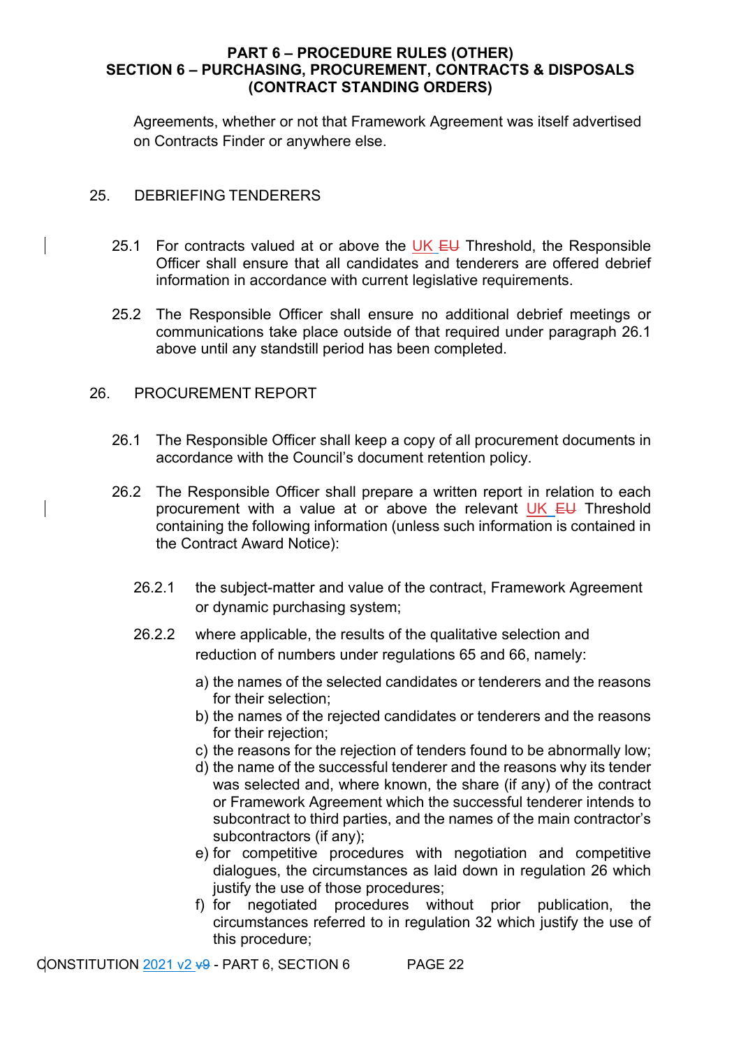Agreements, whether or not that Framework Agreement was itself advertised on Contracts Finder or anywhere else.

## 25. DEBRIEFING TENDERERS

25.1 For contracts valued at or above the UK ~~EU~~ Threshold, the Responsible Officer shall ensure that all candidates and tenderers are offered debrief information in accordance with current legislative requirements.

25.2 The Responsible Officer shall ensure no additional debrief meetings or communications take place outside of that required under paragraph 26.1 above until any standstill period has been completed.

## 26. PROCUREMENT REPORT

26.1 The Responsible Officer shall keep a copy of all procurement documents in accordance with the Council's document retention policy.

26.2 The Responsible Officer shall prepare a written report in relation to each procurement with a value at or above the relevant UK ~~EU~~ Threshold containing the following information (unless such information is contained in the Contract Award Notice):

26.2.1 the subject-matter and value of the contract, Framework Agreement or dynamic purchasing system;

26.2.2 where applicable, the results of the qualitative selection and reduction of numbers under regulations 65 and 66, namely:

a) the names of the selected candidates or tenderers and the reasons for their selection;
b) the names of the rejected candidates or tenderers and the reasons for their rejection;
c) the reasons for the rejection of tenders found to be abnormally low;
d) the name of the successful tenderer and the reasons why its tender was selected and, where known, the share (if any) of the contract or Framework Agreement which the successful tenderer intends to subcontract to third parties, and the names of the main contractor's subcontractors (if any);
e) for competitive procedures with negotiation and competitive dialogues, the circumstances as laid down in regulation 26 which justify the use of those procedures;
f) for negotiated procedures without prior publication, the circumstances referred to in regulation 32 which justify the use of this procedure;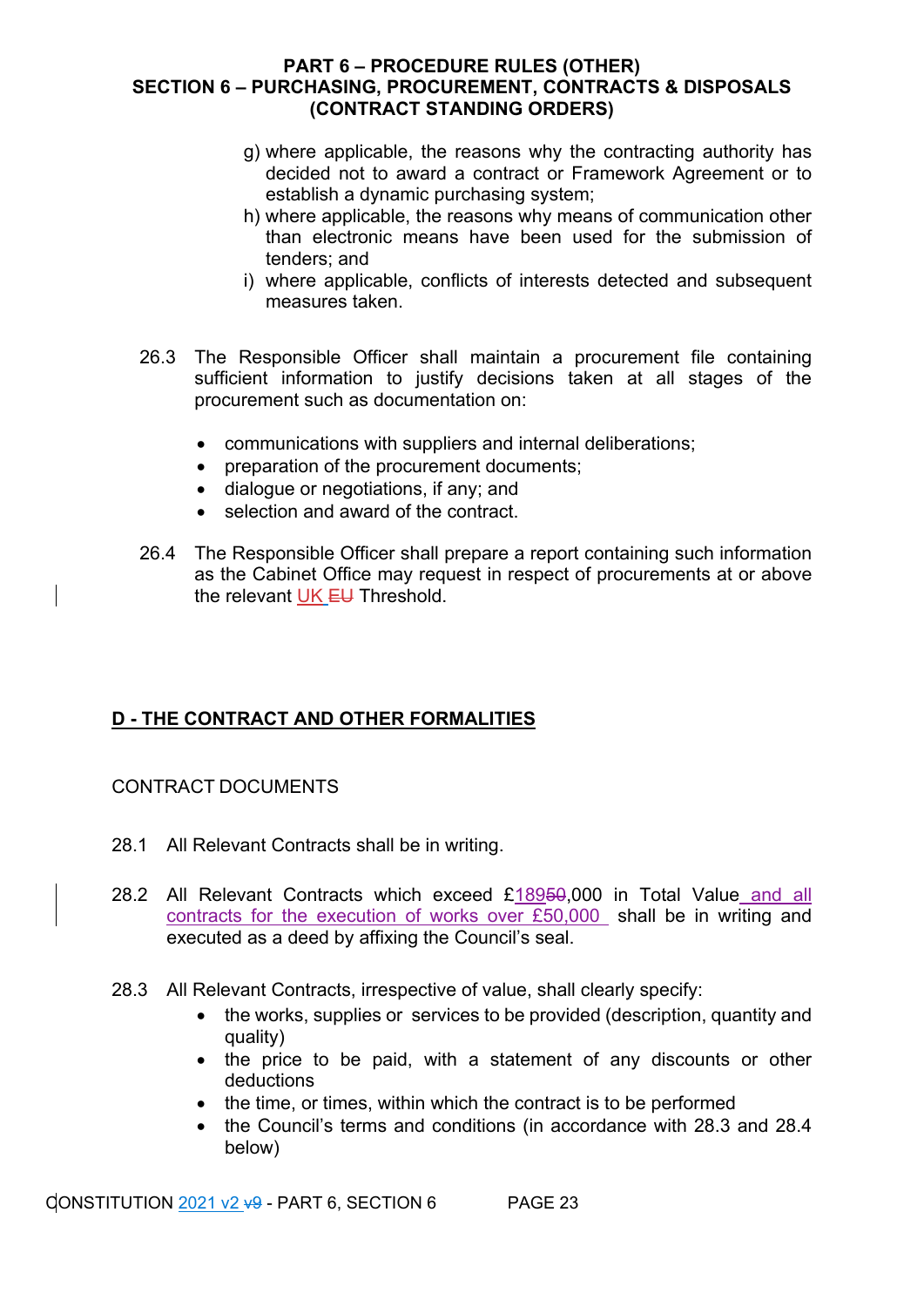g) where applicable, the reasons why the contracting authority has decided not to award a contract or Framework Agreement or to establish a dynamic purchasing system;

h) where applicable, the reasons why means of communication other than electronic means have been used for the submission of tenders; and

i) where applicable, conflicts of interests detected and subsequent measures taken.

26.3 The Responsible Officer shall maintain a procurement file containing sufficient information to justify decisions taken at all stages of the procurement such as documentation on:

- communications with suppliers and internal deliberations;
- preparation of the procurement documents;
- dialogue or negotiations, if any; and
- selection and award of the contract.

26.4 The Responsible Officer shall prepare a report containing such information as the Cabinet Office may request in respect of procurements at or above the relevant UK ~~EU~~ Threshold.

## D - THE CONTRACT AND OTHER FORMALITIES

CONTRACT DOCUMENTS

28.1 All Relevant Contracts shall be in writing.

28.2 All Relevant Contracts which exceed £189~~50~~,000 in Total Value and all contracts for the execution of works over £50,000 shall be in writing and executed as a deed by affixing the Council's seal.

28.3 All Relevant Contracts, irrespective of value, shall clearly specify:

- the works, supplies or services to be provided (description, quantity and quality)
- the price to be paid, with a statement of any discounts or other deductions
- the time, or times, within which the contract is to be performed
- the Council's terms and conditions (in accordance with 28.3 and 28.4 below)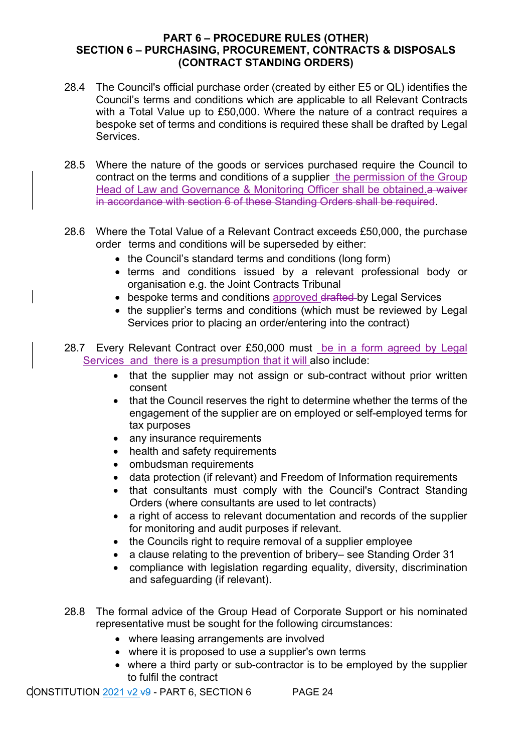28.4 The Council's official purchase order (created by either E5 or QL) identifies the Council's terms and conditions which are applicable to all Relevant Contracts with a Total Value up to £50,000. Where the nature of a contract requires a bespoke set of terms and conditions is required these shall be drafted by Legal Services.

28.5 Where the nature of the goods or services purchased require the Council to contract on the terms and conditions of a supplier the permission of the Group Head of Law and Governance & Monitoring Officer shall be obtained.~~a waiver in accordance with section 6 of these Standing Orders shall be required~~.

28.6 Where the Total Value of a Relevant Contract exceeds £50,000, the purchase order terms and conditions will be superseded by either:

- the Council's standard terms and conditions (long form)
- terms and conditions issued by a relevant professional body or organisation e.g. the Joint Contracts Tribunal
- bespoke terms and conditions approved ~~drafted~~ by Legal Services
- the supplier's terms and conditions (which must be reviewed by Legal Services prior to placing an order/entering into the contract)

28.7 Every Relevant Contract over £50,000 must be in a form agreed by Legal Services and there is a presumption that it will also include:

- that the supplier may not assign or sub-contract without prior written consent
- that the Council reserves the right to determine whether the terms of the engagement of the supplier are on employed or self-employed terms for tax purposes
- any insurance requirements
- health and safety requirements
- ombudsman requirements
- data protection (if relevant) and Freedom of Information requirements
- that consultants must comply with the Council's Contract Standing Orders (where consultants are used to let contracts)
- a right of access to relevant documentation and records of the supplier for monitoring and audit purposes if relevant.
- the Councils right to require removal of a supplier employee
- a clause relating to the prevention of bribery– see Standing Order 31
- compliance with legislation regarding equality, diversity, discrimination and safeguarding (if relevant).

28.8 The formal advice of the Group Head of Corporate Support or his nominated representative must be sought for the following circumstances:

- where leasing arrangements are involved
- where it is proposed to use a supplier's own terms
- where a third party or sub-contractor is to be employed by the supplier to fulfil the contract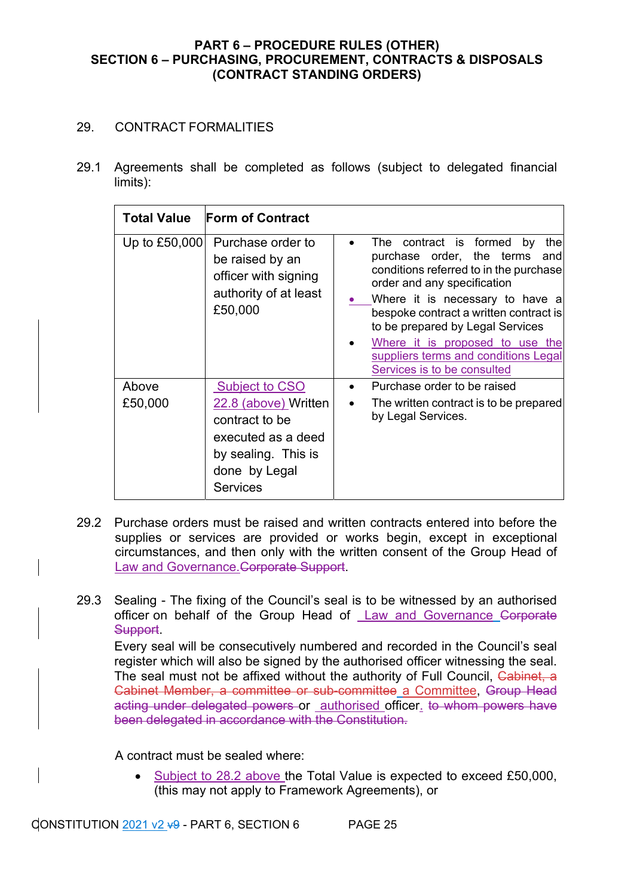**PART 6 – PROCEDURE RULES (OTHER)**
**SECTION 6 – PURCHASING, PROCUREMENT, CONTRACTS & DISPOSALS (CONTRACT STANDING ORDERS)**

29. CONTRACT FORMALITIES

29.1 Agreements shall be completed as follows (subject to delegated financial limits):

| Total Value | Form of Contract | |
|---|---|---|
| Up to £50,000 | Purchase order to be raised by an officer with signing authority of at least £50,000 | • The contract is formed by the purchase order, the terms and conditions referred to in the purchase order and any specification<br>• Where it is necessary to have a bespoke contract a written contract is to be prepared by Legal Services<br>• Where it is proposed to use the suppliers terms and conditions Legal Services is to be consulted |
| Above £50,000 | Subject to CSO 22.8 (above) Written contract to be executed as a deed by sealing. This is done by Legal Services | • Purchase order to be raised<br>• The written contract is to be prepared by Legal Services. |

29.2 Purchase orders must be raised and written contracts entered into before the supplies or services are provided or works begin, except in exceptional circumstances, and then only with the written consent of the Group Head of Law and Governance.~~Corporate Support~~.

29.3 Sealing - The fixing of the Council's seal is to be witnessed by an authorised officer on behalf of the Group Head of Law and Governance ~~Corporate Support~~.

Every seal will be consecutively numbered and recorded in the Council's seal register which will also be signed by the authorised officer witnessing the seal. The seal must not be affixed without the authority of Full Council, ~~Cabinet, a Cabinet Member, a committee or sub-committee~~ a Committee, ~~Group Head acting under delegated powers~~ or authorised officer. ~~to whom powers have been delegated in accordance with the Constitution.~~

A contract must be sealed where:

- Subject to 28.2 above the Total Value is expected to exceed £50,000, (this may not apply to Framework Agreements), or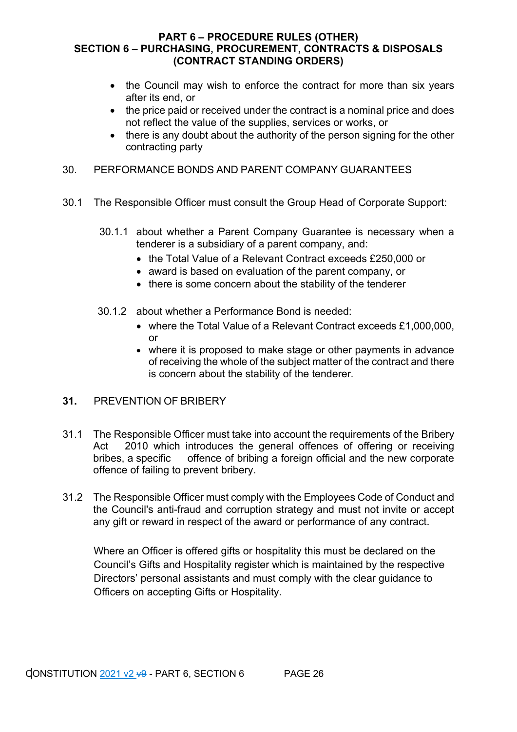- the Council may wish to enforce the contract for more than six years after its end, or
- the price paid or received under the contract is a nominal price and does not reflect the value of the supplies, services or works, or
- there is any doubt about the authority of the person signing for the other contracting party

30. PERFORMANCE BONDS AND PARENT COMPANY GUARANTEES

30.1 The Responsible Officer must consult the Group Head of Corporate Support:

30.1.1 about whether a Parent Company Guarantee is necessary when a tenderer is a subsidiary of a parent company, and:

- the Total Value of a Relevant Contract exceeds £250,000 or
- award is based on evaluation of the parent company, or
- there is some concern about the stability of the tenderer

30.1.2 about whether a Performance Bond is needed:

- where the Total Value of a Relevant Contract exceeds £1,000,000, or
- where it is proposed to make stage or other payments in advance of receiving the whole of the subject matter of the contract and there is concern about the stability of the tenderer.

**31.** PREVENTION OF BRIBERY

31.1 The Responsible Officer must take into account the requirements of the Bribery Act 2010 which introduces the general offences of offering or receiving bribes, a specific offence of bribing a foreign official and the new corporate offence of failing to prevent bribery.

31.2 The Responsible Officer must comply with the Employees Code of Conduct and the Council's anti-fraud and corruption strategy and must not invite or accept any gift or reward in respect of the award or performance of any contract.

Where an Officer is offered gifts or hospitality this must be declared on the Council's Gifts and Hospitality register which is maintained by the respective Directors' personal assistants and must comply with the clear guidance to Officers on accepting Gifts or Hospitality.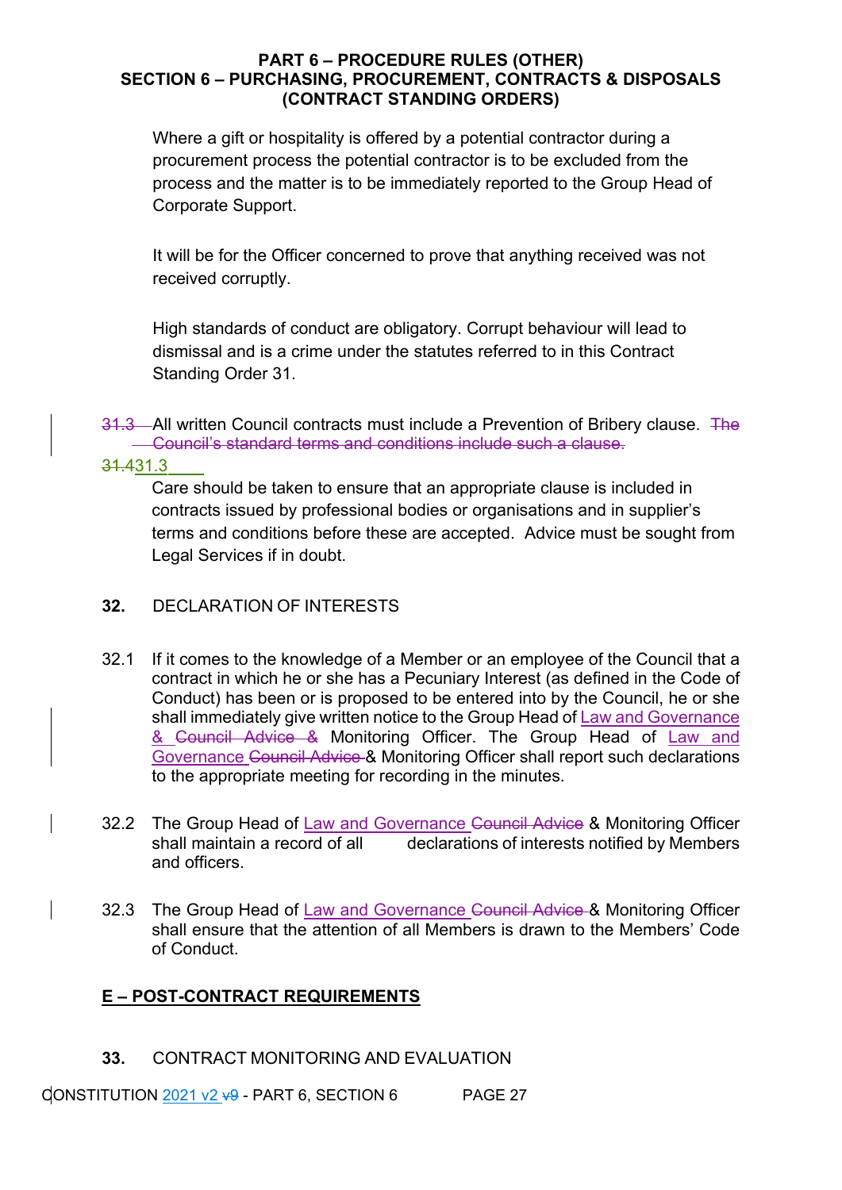Where a gift or hospitality is offered by a potential contractor during a procurement process the potential contractor is to be excluded from the process and the matter is to be immediately reported to the Group Head of Corporate Support.

It will be for the Officer concerned to prove that anything received was not received corruptly.

High standards of conduct are obligatory. Corrupt behaviour will lead to dismissal and is a crime under the statutes referred to in this Contract Standing Order 31.

~~31.3~~ All written Council contracts must include a Prevention of Bribery clause. ~~The Council's standard terms and conditions include such a clause.~~

~~31.4~~31.3

Care should be taken to ensure that an appropriate clause is included in contracts issued by professional bodies or organisations and in supplier's terms and conditions before these are accepted. Advice must be sought from Legal Services if in doubt.

**32.** DECLARATION OF INTERESTS

32.1 If it comes to the knowledge of a Member or an employee of the Council that a contract in which he or she has a Pecuniary Interest (as defined in the Code of Conduct) has been or is proposed to be entered into by the Council, he or she shall immediately give written notice to the Group Head of Law and Governance ~~& Council Advice &~~ Monitoring Officer. The Group Head of Law and Governance ~~Council Advice~~ & Monitoring Officer shall report such declarations to the appropriate meeting for recording in the minutes.

32.2 The Group Head of Law and Governance ~~Council Advice~~ & Monitoring Officer shall maintain a record of all declarations of interests notified by Members and officers.

32.3 The Group Head of Law and Governance ~~Council Advice~~ & Monitoring Officer shall ensure that the attention of all Members is drawn to the Members' Code of Conduct.

**E – POST-CONTRACT REQUIREMENTS**

**33.** CONTRACT MONITORING AND EVALUATION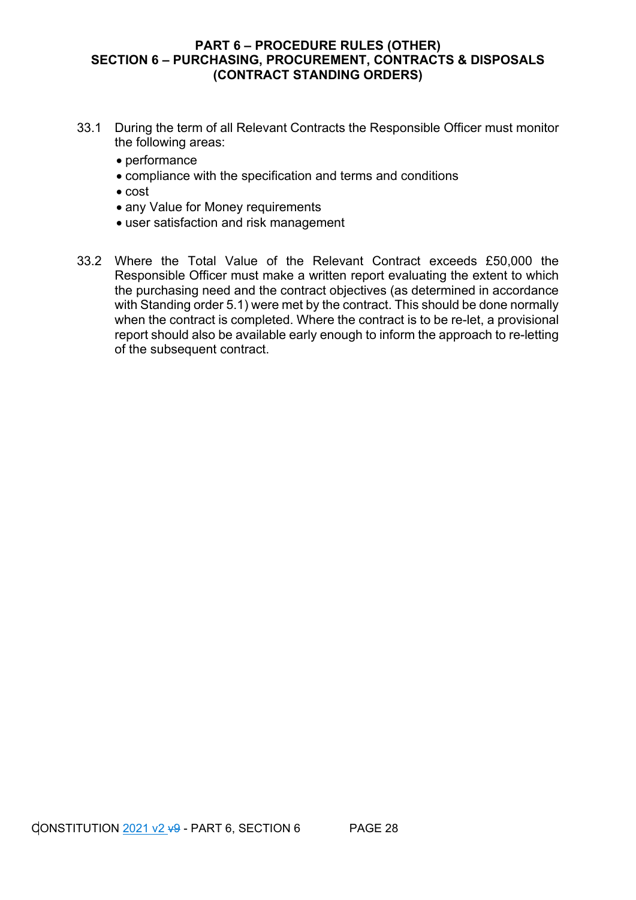33.1 During the term of all Relevant Contracts the Responsible Officer must monitor the following areas:

- performance
- compliance with the specification and terms and conditions
- cost
- any Value for Money requirements
- user satisfaction and risk management

33.2 Where the Total Value of the Relevant Contract exceeds £50,000 the Responsible Officer must make a written report evaluating the extent to which the purchasing need and the contract objectives (as determined in accordance with Standing order 5.1) were met by the contract. This should be done normally when the contract is completed. Where the contract is to be re-let, a provisional report should also be available early enough to inform the approach to re-letting of the subsequent contract.